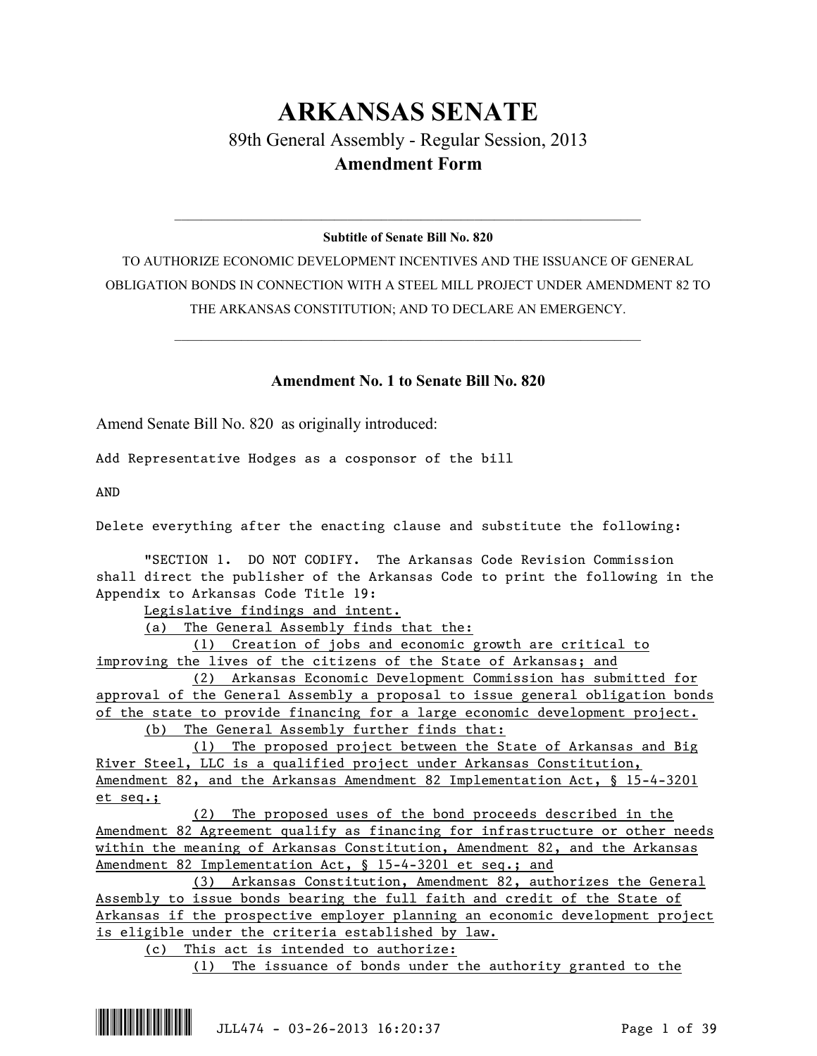# ARKANSAS SENATE

## 89th General Assembly - Regular Session, 2013

## Amendment Form

---

**Subtitle of Senate Bill No. 820**

TO AUTHORIZE ECONOMIC DEVELOPMENT INCENTIVES AND THE ISSUANCE OF GENERAL OBLIGATION BONDS IN CONNECTION WITH A STEEL MILL PROJECT UNDER AMENDMENT 82 TO THE ARKANSAS CONSTITUTION; AND TO DECLARE AN EMERGENCY.

---

### Amendment No. 1 to Senate Bill No. 820

Amend Senate Bill No. 820 as originally introduced:

Add Representative Hodges as a cosponsor of the bill

AND

Delete everything after the enacting clause and substitute the following:

"SECTION 1. DO NOT CODIFY. The Arkansas Code Revision Commission shall direct the publisher of the Arkansas Code to print the following in the Appendix to Arkansas Code Title 19:

Legislative findings and intent.

(a) The General Assembly finds that the:

(1) Creation of jobs and economic growth are critical to improving the lives of the citizens of the State of Arkansas; and

(2) Arkansas Economic Development Commission has submitted for approval of the General Assembly a proposal to issue general obligation bonds of the state to provide financing for a large economic development project.

(b) The General Assembly further finds that:

(1) The proposed project between the State of Arkansas and Big River Steel, LLC is a qualified project under Arkansas Constitution, Amendment 82, and the Arkansas Amendment 82 Implementation Act, § 15-4-3201 et seq.;

(2) The proposed uses of the bond proceeds described in the Amendment 82 Agreement qualify as financing for infrastructure or other needs within the meaning of Arkansas Constitution, Amendment 82, and the Arkansas Amendment 82 Implementation Act, § 15-4-3201 et seq.; and

(3) Arkansas Constitution, Amendment 82, authorizes the General Assembly to issue bonds bearing the full faith and credit of the State of Arkansas if the prospective employer planning an economic development project is eligible under the criteria established by law.

(c) This act is intended to authorize:

(1) The issuance of bonds under the authority granted to the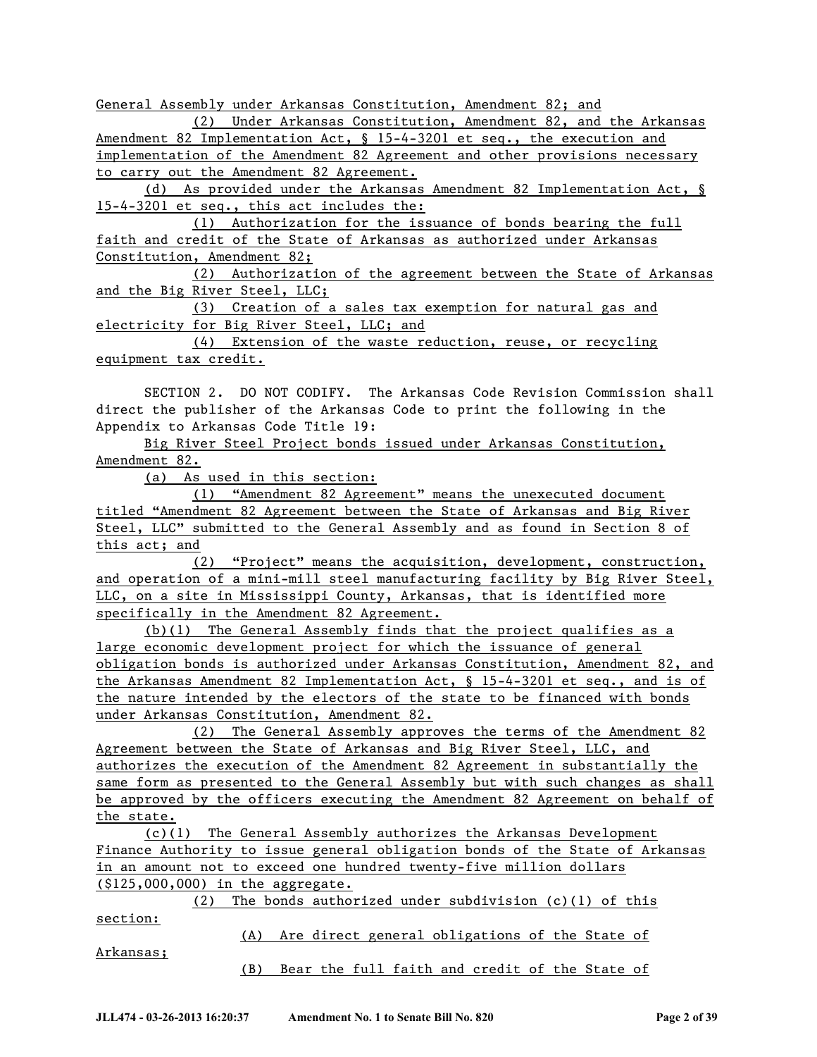General Assembly under Arkansas Constitution, Amendment 82; and

(2) Under Arkansas Constitution, Amendment 82, and the Arkansas Amendment 82 Implementation Act, § 15-4-3201 et seq., the execution and implementation of the Amendment 82 Agreement and other provisions necessary to carry out the Amendment 82 Agreement.

(d) As provided under the Arkansas Amendment 82 Implementation Act, § 15-4-3201 et seq., this act includes the:

(1) Authorization for the issuance of bonds bearing the full faith and credit of the State of Arkansas as authorized under Arkansas Constitution, Amendment 82;

(2) Authorization of the agreement between the State of Arkansas and the Big River Steel, LLC;

(3) Creation of a sales tax exemption for natural gas and electricity for Big River Steel, LLC; and

(4) Extension of the waste reduction, reuse, or recycling equipment tax credit.

SECTION 2. DO NOT CODIFY. The Arkansas Code Revision Commission shall direct the publisher of the Arkansas Code to print the following in the Appendix to Arkansas Code Title 19:

Big River Steel Project bonds issued under Arkansas Constitution, Amendment 82.

(a) As used in this section:

(1) "Amendment 82 Agreement" means the unexecuted document titled "Amendment 82 Agreement between the State of Arkansas and Big River Steel, LLC" submitted to the General Assembly and as found in Section 8 of this act; and

(2) "Project" means the acquisition, development, construction, and operation of a mini-mill steel manufacturing facility by Big River Steel, LLC, on a site in Mississippi County, Arkansas, that is identified more specifically in the Amendment 82 Agreement.

(b)(1) The General Assembly finds that the project qualifies as a large economic development project for which the issuance of general obligation bonds is authorized under Arkansas Constitution, Amendment 82, and the Arkansas Amendment 82 Implementation Act, § 15-4-3201 et seq., and is of the nature intended by the electors of the state to be financed with bonds under Arkansas Constitution, Amendment 82.

(2) The General Assembly approves the terms of the Amendment 82 Agreement between the State of Arkansas and Big River Steel, LLC, and authorizes the execution of the Amendment 82 Agreement in substantially the same form as presented to the General Assembly but with such changes as shall be approved by the officers executing the Amendment 82 Agreement on behalf of the state.

(c)(1) The General Assembly authorizes the Arkansas Development Finance Authority to issue general obligation bonds of the State of Arkansas in an amount not to exceed one hundred twenty-five million dollars ($125,000,000) in the aggregate.

(2) The bonds authorized under subdivision (c)(1) of this section:

(A) Are direct general obligations of the State of Arkansas;

(B) Bear the full faith and credit of the State of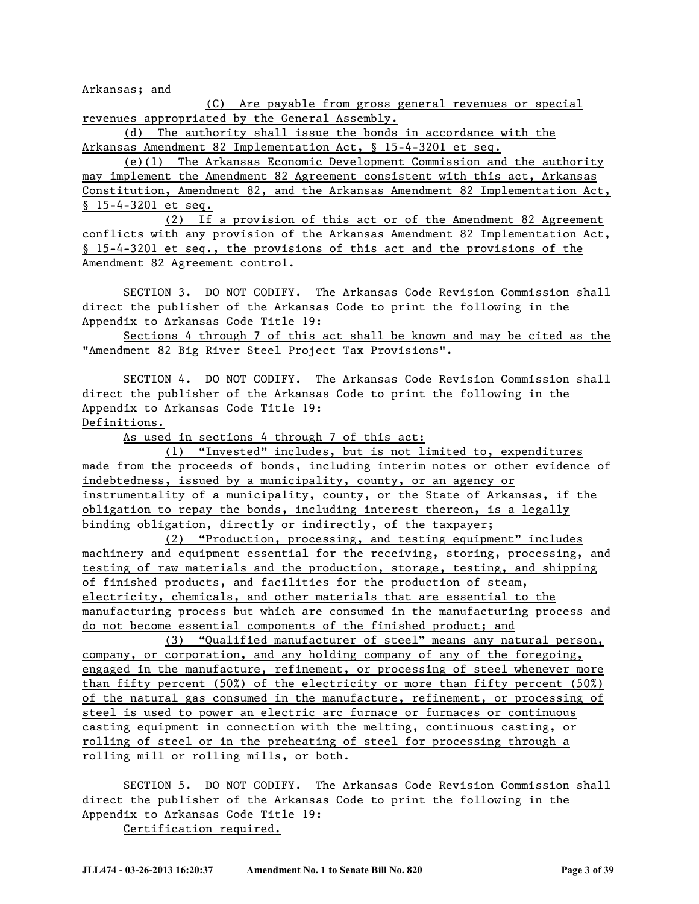Arkansas; and

(C) Are payable from gross general revenues or special revenues appropriated by the General Assembly.

(d) The authority shall issue the bonds in accordance with the Arkansas Amendment 82 Implementation Act, § 15-4-3201 et seq.

(e)(1) The Arkansas Economic Development Commission and the authority may implement the Amendment 82 Agreement consistent with this act, Arkansas Constitution, Amendment 82, and the Arkansas Amendment 82 Implementation Act, § 15-4-3201 et seq.

(2) If a provision of this act or of the Amendment 82 Agreement conflicts with any provision of the Arkansas Amendment 82 Implementation Act, § 15-4-3201 et seq., the provisions of this act and the provisions of the Amendment 82 Agreement control.

SECTION 3. DO NOT CODIFY. The Arkansas Code Revision Commission shall direct the publisher of the Arkansas Code to print the following in the Appendix to Arkansas Code Title 19:

Sections 4 through 7 of this act shall be known and may be cited as the "Amendment 82 Big River Steel Project Tax Provisions".

SECTION 4. DO NOT CODIFY. The Arkansas Code Revision Commission shall direct the publisher of the Arkansas Code to print the following in the Appendix to Arkansas Code Title 19:

Definitions.

As used in sections 4 through 7 of this act:

(1) "Invested" includes, but is not limited to, expenditures made from the proceeds of bonds, including interim notes or other evidence of indebtedness, issued by a municipality, county, or an agency or instrumentality of a municipality, county, or the State of Arkansas, if the obligation to repay the bonds, including interest thereon, is a legally binding obligation, directly or indirectly, of the taxpayer;

(2) "Production, processing, and testing equipment" includes machinery and equipment essential for the receiving, storing, processing, and testing of raw materials and the production, storage, testing, and shipping of finished products, and facilities for the production of steam, electricity, chemicals, and other materials that are essential to the manufacturing process but which are consumed in the manufacturing process and do not become essential components of the finished product; and

(3) "Qualified manufacturer of steel" means any natural person, company, or corporation, and any holding company of any of the foregoing, engaged in the manufacture, refinement, or processing of steel whenever more than fifty percent (50%) of the electricity or more than fifty percent (50%) of the natural gas consumed in the manufacture, refinement, or processing of steel is used to power an electric arc furnace or furnaces or continuous casting equipment in connection with the melting, continuous casting, or rolling of steel or in the preheating of steel for processing through a rolling mill or rolling mills, or both.

SECTION 5. DO NOT CODIFY. The Arkansas Code Revision Commission shall direct the publisher of the Arkansas Code to print the following in the Appendix to Arkansas Code Title 19:

Certification required.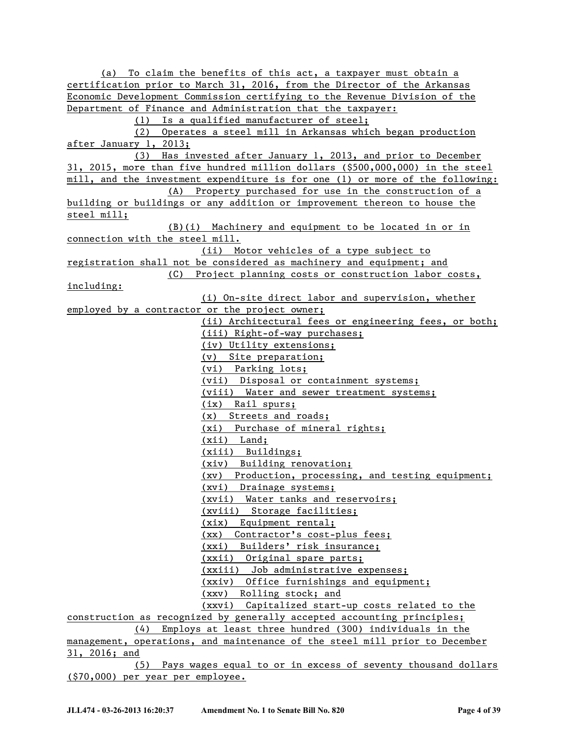(a) To claim the benefits of this act, a taxpayer must obtain a certification prior to March 31, 2016, from the Director of the Arkansas Economic Development Commission certifying to the Revenue Division of the Department of Finance and Administration that the taxpayer:

(1) Is a qualified manufacturer of steel;

(2) Operates a steel mill in Arkansas which began production after January 1, 2013;

(3) Has invested after January 1, 2013, and prior to December 31, 2015, more than five hundred million dollars ($500,000,000) in the steel mill, and the investment expenditure is for one (1) or more of the following:

(A) Property purchased for use in the construction of a building or buildings or any addition or improvement thereon to house the steel mill;

(B)(i) Machinery and equipment to be located in or in connection with the steel mill.

(ii) Motor vehicles of a type subject to registration shall not be considered as machinery and equipment; and

(C) Project planning costs or construction labor costs, including:

(i) On-site direct labor and supervision, whether employed by a contractor or the project owner;

(ii) Architectural fees or engineering fees, or both;

(iii) Right-of-way purchases;

(iv) Utility extensions;

(v) Site preparation;

(vi) Parking lots;

(vii) Disposal or containment systems;

(viii) Water and sewer treatment systems;

(ix) Rail spurs;

(x) Streets and roads;

(xi) Purchase of mineral rights;

(xii) Land;

(xiii) Buildings;

(xiv) Building renovation;

(xv) Production, processing, and testing equipment;

(xvi) Drainage systems;

(xvii) Water tanks and reservoirs;

(xviii) Storage facilities;

(xix) Equipment rental;

(xx) Contractor's cost-plus fees;

(xxi) Builders' risk insurance;

(xxii) Original spare parts;

(xxiii) Job administrative expenses;

(xxiv) Office furnishings and equipment;

(xxv) Rolling stock; and

(xxvi) Capitalized start-up costs related to the construction as recognized by generally accepted accounting principles;

(4) Employs at least three hundred (300) individuals in the management, operations, and maintenance of the steel mill prior to December 31, 2016; and

(5) Pays wages equal to or in excess of seventy thousand dollars ($70,000) per year per employee.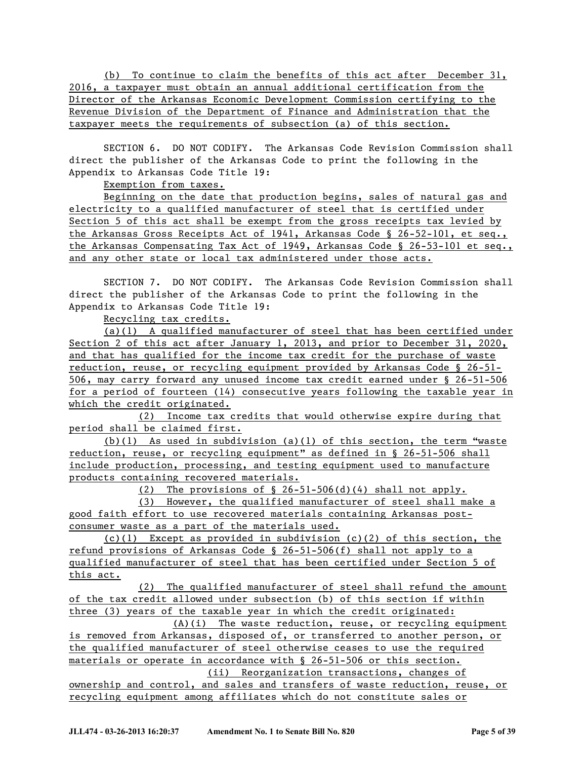(b) To continue to claim the benefits of this act after December 31, 2016, a taxpayer must obtain an annual additional certification from the Director of the Arkansas Economic Development Commission certifying to the Revenue Division of the Department of Finance and Administration that the taxpayer meets the requirements of subsection (a) of this section.

SECTION 6. DO NOT CODIFY. The Arkansas Code Revision Commission shall direct the publisher of the Arkansas Code to print the following in the Appendix to Arkansas Code Title 19:

Exemption from taxes.

Beginning on the date that production begins, sales of natural gas and electricity to a qualified manufacturer of steel that is certified under Section 5 of this act shall be exempt from the gross receipts tax levied by the Arkansas Gross Receipts Act of 1941, Arkansas Code § 26-52-101, et seq., the Arkansas Compensating Tax Act of 1949, Arkansas Code § 26-53-101 et seq., and any other state or local tax administered under those acts.

SECTION 7. DO NOT CODIFY. The Arkansas Code Revision Commission shall direct the publisher of the Arkansas Code to print the following in the Appendix to Arkansas Code Title 19:

Recycling tax credits.

(a)(1) A qualified manufacturer of steel that has been certified under Section 2 of this act after January 1, 2013, and prior to December 31, 2020, and that has qualified for the income tax credit for the purchase of waste reduction, reuse, or recycling equipment provided by Arkansas Code § 26-51-506, may carry forward any unused income tax credit earned under § 26-51-506 for a period of fourteen (14) consecutive years following the taxable year in which the credit originated.

(2) Income tax credits that would otherwise expire during that period shall be claimed first.

(b)(1) As used in subdivision (a)(1) of this section, the term "waste reduction, reuse, or recycling equipment" as defined in § 26-51-506 shall include production, processing, and testing equipment used to manufacture products containing recovered materials.

(2) The provisions of § 26-51-506(d)(4) shall not apply.

(3) However, the qualified manufacturer of steel shall make a good faith effort to use recovered materials containing Arkansas post-consumer waste as a part of the materials used.

(c)(1) Except as provided in subdivision (c)(2) of this section, the refund provisions of Arkansas Code § 26-51-506(f) shall not apply to a qualified manufacturer of steel that has been certified under Section 5 of this act.

(2) The qualified manufacturer of steel shall refund the amount of the tax credit allowed under subsection (b) of this section if within three (3) years of the taxable year in which the credit originated:

(A)(i) The waste reduction, reuse, or recycling equipment is removed from Arkansas, disposed of, or transferred to another person, or the qualified manufacturer of steel otherwise ceases to use the required materials or operate in accordance with § 26-51-506 or this section.

(ii) Reorganization transactions, changes of ownership and control, and sales and transfers of waste reduction, reuse, or recycling equipment among affiliates which do not constitute sales or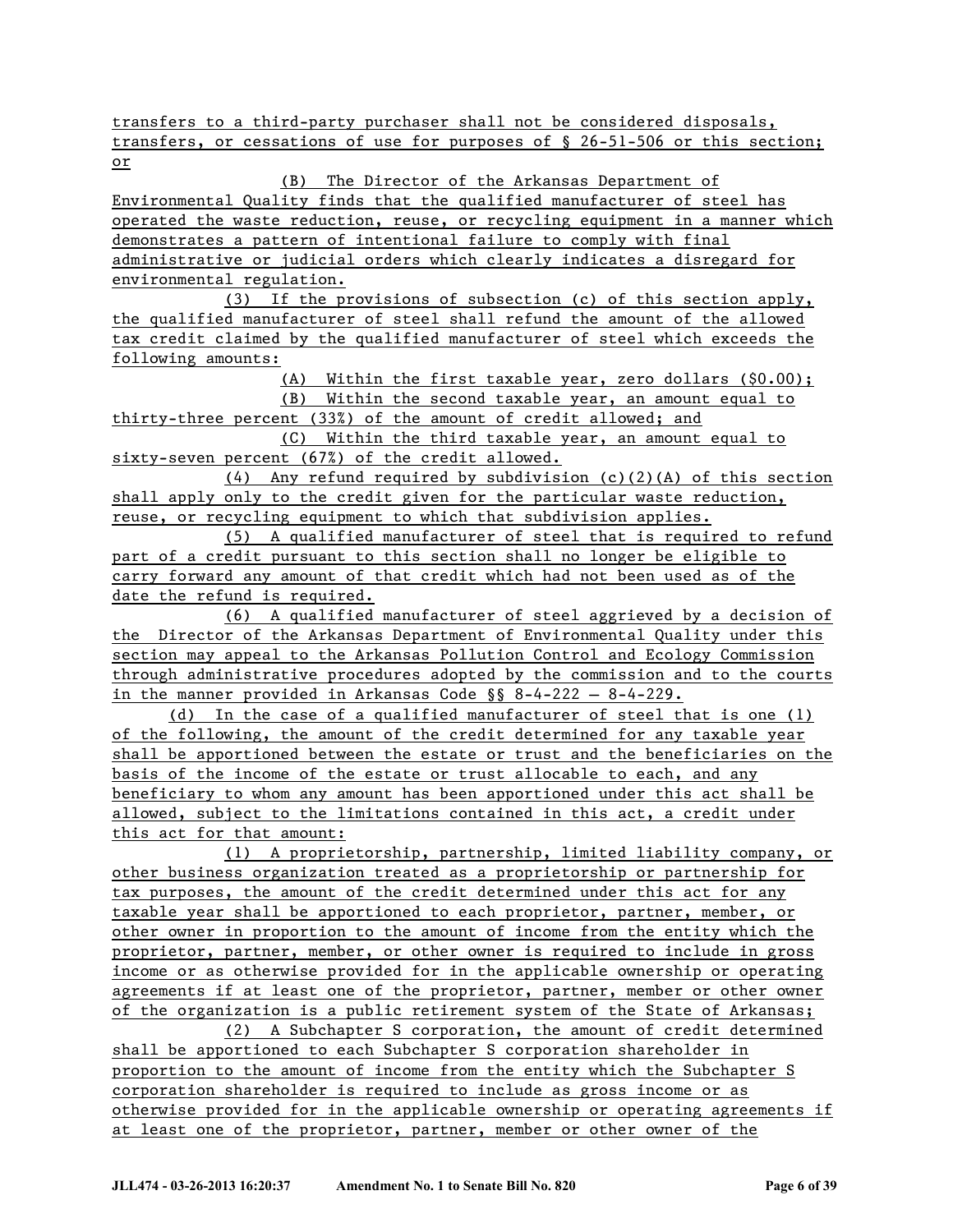transfers to a third-party purchaser shall not be considered disposals, transfers, or cessations of use for purposes of § 26-51-506 or this section; or

(B) The Director of the Arkansas Department of Environmental Quality finds that the qualified manufacturer of steel has operated the waste reduction, reuse, or recycling equipment in a manner which demonstrates a pattern of intentional failure to comply with final administrative or judicial orders which clearly indicates a disregard for environmental regulation.

(3) If the provisions of subsection (c) of this section apply, the qualified manufacturer of steel shall refund the amount of the allowed tax credit claimed by the qualified manufacturer of steel which exceeds the following amounts:

(A) Within the first taxable year, zero dollars ($0.00);

(B) Within the second taxable year, an amount equal to thirty-three percent (33%) of the amount of credit allowed; and

(C) Within the third taxable year, an amount equal to sixty-seven percent (67%) of the credit allowed.

(4) Any refund required by subdivision (c)(2)(A) of this section shall apply only to the credit given for the particular waste reduction, reuse, or recycling equipment to which that subdivision applies.

(5) A qualified manufacturer of steel that is required to refund part of a credit pursuant to this section shall no longer be eligible to carry forward any amount of that credit which had not been used as of the date the refund is required.

(6) A qualified manufacturer of steel aggrieved by a decision of the Director of the Arkansas Department of Environmental Quality under this section may appeal to the Arkansas Pollution Control and Ecology Commission through administrative procedures adopted by the commission and to the courts in the manner provided in Arkansas Code §§ 8-4-222 – 8-4-229.

(d) In the case of a qualified manufacturer of steel that is one (1) of the following, the amount of the credit determined for any taxable year shall be apportioned between the estate or trust and the beneficiaries on the basis of the income of the estate or trust allocable to each, and any beneficiary to whom any amount has been apportioned under this act shall be allowed, subject to the limitations contained in this act, a credit under this act for that amount:

(1) A proprietorship, partnership, limited liability company, or other business organization treated as a proprietorship or partnership for tax purposes, the amount of the credit determined under this act for any taxable year shall be apportioned to each proprietor, partner, member, or other owner in proportion to the amount of income from the entity which the proprietor, partner, member, or other owner is required to include in gross income or as otherwise provided for in the applicable ownership or operating agreements if at least one of the proprietor, partner, member or other owner of the organization is a public retirement system of the State of Arkansas;

(2) A Subchapter S corporation, the amount of credit determined shall be apportioned to each Subchapter S corporation shareholder in proportion to the amount of income from the entity which the Subchapter S corporation shareholder is required to include as gross income or as otherwise provided for in the applicable ownership or operating agreements if at least one of the proprietor, partner, member or other owner of the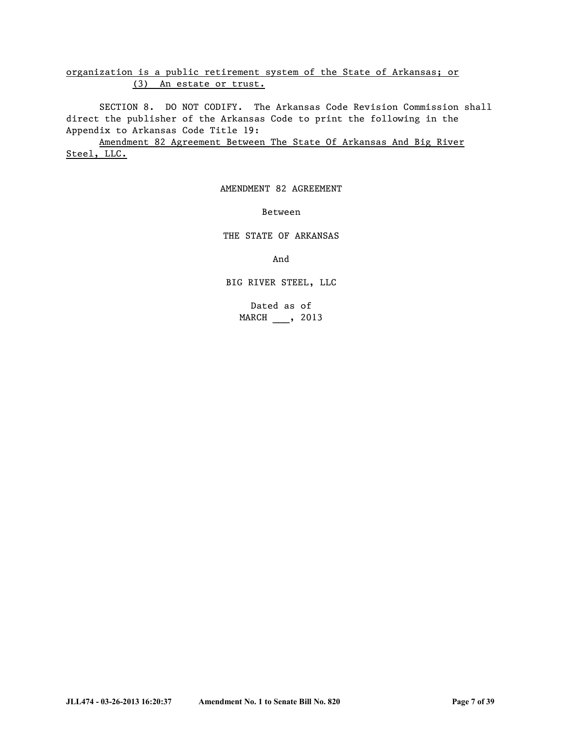organization is a public retirement system of the State of Arkansas; or

(3) An estate or trust.

SECTION 8. DO NOT CODIFY. The Arkansas Code Revision Commission shall direct the publisher of the Arkansas Code to print the following in the Appendix to Arkansas Code Title 19:

Amendment 82 Agreement Between The State Of Arkansas And Big River Steel, LLC.

AMENDMENT 82 AGREEMENT

Between

THE STATE OF ARKANSAS

And

BIG RIVER STEEL, LLC

Dated as of
MARCH ___, 2013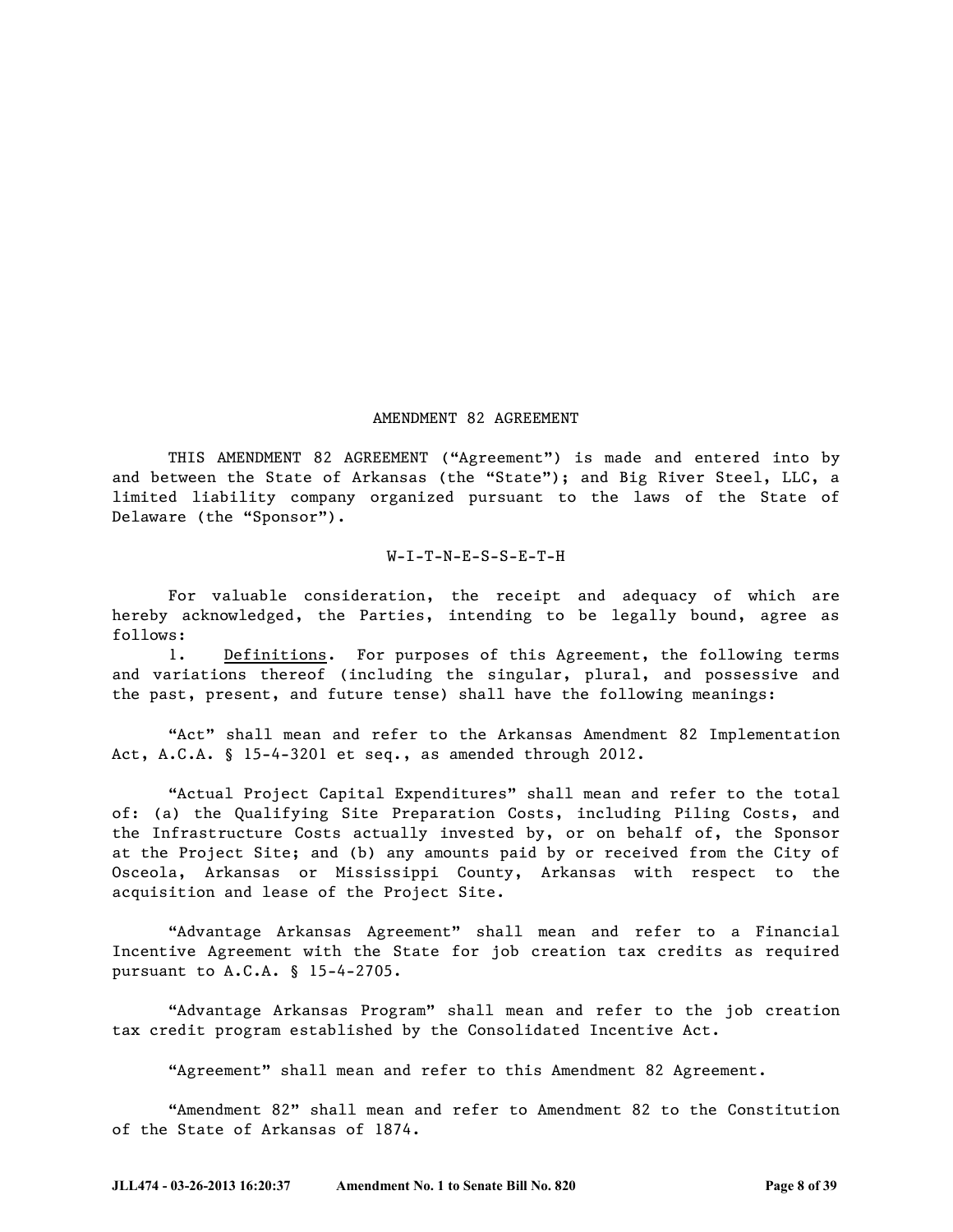# AMENDMENT 82 AGREEMENT

THIS AMENDMENT 82 AGREEMENT ("Agreement") is made and entered into by and between the State of Arkansas (the "State"); and Big River Steel, LLC, a limited liability company organized pursuant to the laws of the State of Delaware (the "Sponsor").

W-I-T-N-E-S-S-E-T-H

For valuable consideration, the receipt and adequacy of which are hereby acknowledged, the Parties, intending to be legally bound, agree as follows:

1. Definitions. For purposes of this Agreement, the following terms and variations thereof (including the singular, plural, and possessive and the past, present, and future tense) shall have the following meanings:

"Act" shall mean and refer to the Arkansas Amendment 82 Implementation Act, A.C.A. § 15-4-3201 et seq., as amended through 2012.

"Actual Project Capital Expenditures" shall mean and refer to the total of: (a) the Qualifying Site Preparation Costs, including Piling Costs, and the Infrastructure Costs actually invested by, or on behalf of, the Sponsor at the Project Site; and (b) any amounts paid by or received from the City of Osceola, Arkansas or Mississippi County, Arkansas with respect to the acquisition and lease of the Project Site.

"Advantage Arkansas Agreement" shall mean and refer to a Financial Incentive Agreement with the State for job creation tax credits as required pursuant to A.C.A. § 15-4-2705.

"Advantage Arkansas Program" shall mean and refer to the job creation tax credit program established by the Consolidated Incentive Act.

"Agreement" shall mean and refer to this Amendment 82 Agreement.

"Amendment 82" shall mean and refer to Amendment 82 to the Constitution of the State of Arkansas of 1874.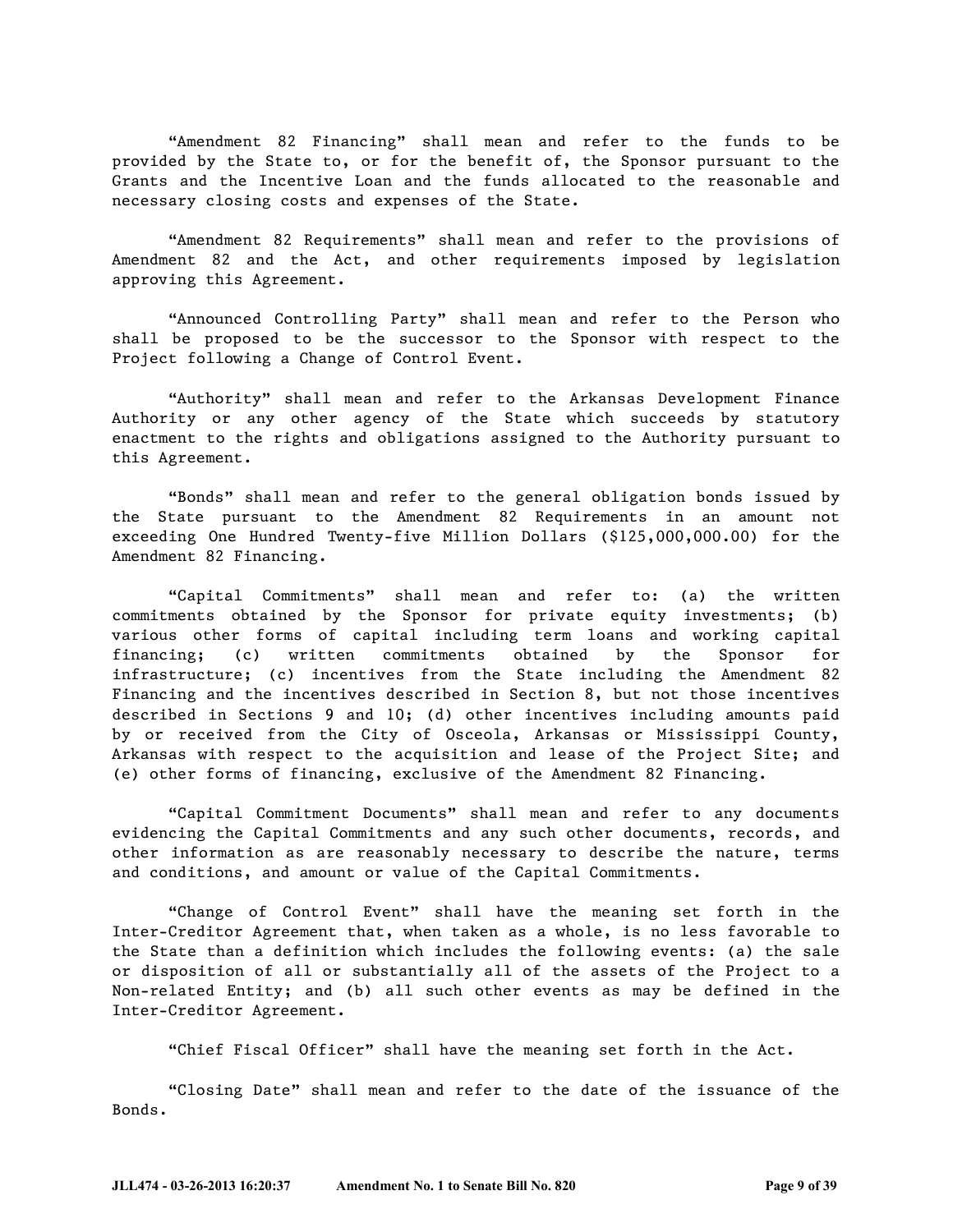"Amendment 82 Financing" shall mean and refer to the funds to be provided by the State to, or for the benefit of, the Sponsor pursuant to the Grants and the Incentive Loan and the funds allocated to the reasonable and necessary closing costs and expenses of the State.

"Amendment 82 Requirements" shall mean and refer to the provisions of Amendment 82 and the Act, and other requirements imposed by legislation approving this Agreement.

"Announced Controlling Party" shall mean and refer to the Person who shall be proposed to be the successor to the Sponsor with respect to the Project following a Change of Control Event.

"Authority" shall mean and refer to the Arkansas Development Finance Authority or any other agency of the State which succeeds by statutory enactment to the rights and obligations assigned to the Authority pursuant to this Agreement.

"Bonds" shall mean and refer to the general obligation bonds issued by the State pursuant to the Amendment 82 Requirements in an amount not exceeding One Hundred Twenty-five Million Dollars ($125,000,000.00) for the Amendment 82 Financing.

"Capital Commitments" shall mean and refer to: (a) the written commitments obtained by the Sponsor for private equity investments; (b) various other forms of capital including term loans and working capital financing; (c) written commitments obtained by the Sponsor for infrastructure; (c) incentives from the State including the Amendment 82 Financing and the incentives described in Section 8, but not those incentives described in Sections 9 and 10; (d) other incentives including amounts paid by or received from the City of Osceola, Arkansas or Mississippi County, Arkansas with respect to the acquisition and lease of the Project Site; and (e) other forms of financing, exclusive of the Amendment 82 Financing.

"Capital Commitment Documents" shall mean and refer to any documents evidencing the Capital Commitments and any such other documents, records, and other information as are reasonably necessary to describe the nature, terms and conditions, and amount or value of the Capital Commitments.

"Change of Control Event" shall have the meaning set forth in the Inter-Creditor Agreement that, when taken as a whole, is no less favorable to the State than a definition which includes the following events: (a) the sale or disposition of all or substantially all of the assets of the Project to a Non-related Entity; and (b) all such other events as may be defined in the Inter-Creditor Agreement.

"Chief Fiscal Officer" shall have the meaning set forth in the Act.

"Closing Date" shall mean and refer to the date of the issuance of the Bonds.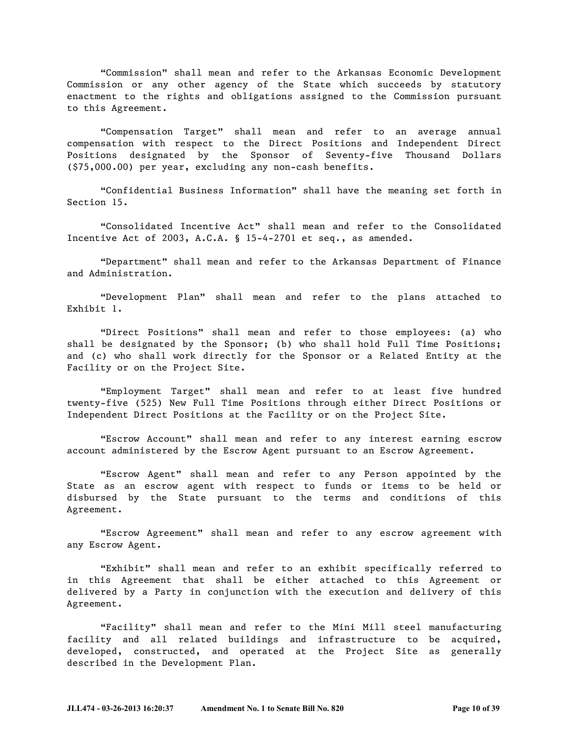"Commission" shall mean and refer to the Arkansas Economic Development Commission or any other agency of the State which succeeds by statutory enactment to the rights and obligations assigned to the Commission pursuant to this Agreement.

"Compensation Target" shall mean and refer to an average annual compensation with respect to the Direct Positions and Independent Direct Positions designated by the Sponsor of Seventy-five Thousand Dollars ($75,000.00) per year, excluding any non-cash benefits.

"Confidential Business Information" shall have the meaning set forth in Section 15.

"Consolidated Incentive Act" shall mean and refer to the Consolidated Incentive Act of 2003, A.C.A. § 15-4-2701 et seq., as amended.

"Department" shall mean and refer to the Arkansas Department of Finance and Administration.

"Development Plan" shall mean and refer to the plans attached to Exhibit 1.

"Direct Positions" shall mean and refer to those employees: (a) who shall be designated by the Sponsor; (b) who shall hold Full Time Positions; and (c) who shall work directly for the Sponsor or a Related Entity at the Facility or on the Project Site.

"Employment Target" shall mean and refer to at least five hundred twenty-five (525) New Full Time Positions through either Direct Positions or Independent Direct Positions at the Facility or on the Project Site.

"Escrow Account" shall mean and refer to any interest earning escrow account administered by the Escrow Agent pursuant to an Escrow Agreement.

"Escrow Agent" shall mean and refer to any Person appointed by the State as an escrow agent with respect to funds or items to be held or disbursed by the State pursuant to the terms and conditions of this Agreement.

"Escrow Agreement" shall mean and refer to any escrow agreement with any Escrow Agent.

"Exhibit" shall mean and refer to an exhibit specifically referred to in this Agreement that shall be either attached to this Agreement or delivered by a Party in conjunction with the execution and delivery of this Agreement.

"Facility" shall mean and refer to the Mini Mill steel manufacturing facility and all related buildings and infrastructure to be acquired, developed, constructed, and operated at the Project Site as generally described in the Development Plan.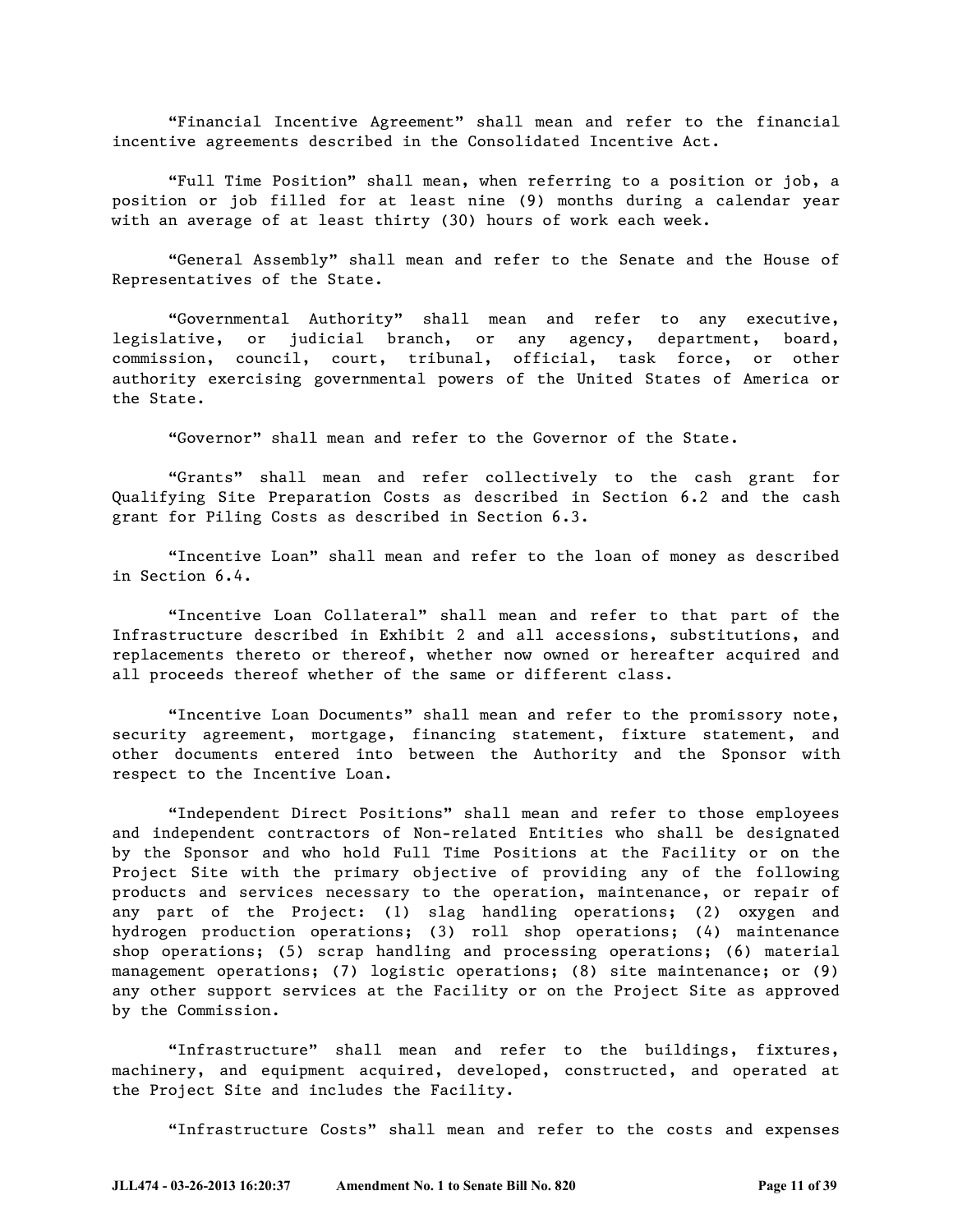"Financial Incentive Agreement" shall mean and refer to the financial incentive agreements described in the Consolidated Incentive Act.

"Full Time Position" shall mean, when referring to a position or job, a position or job filled for at least nine (9) months during a calendar year with an average of at least thirty (30) hours of work each week.

"General Assembly" shall mean and refer to the Senate and the House of Representatives of the State.

"Governmental Authority" shall mean and refer to any executive, legislative, or judicial branch, or any agency, department, board, commission, council, court, tribunal, official, task force, or other authority exercising governmental powers of the United States of America or the State.

"Governor" shall mean and refer to the Governor of the State.

"Grants" shall mean and refer collectively to the cash grant for Qualifying Site Preparation Costs as described in Section 6.2 and the cash grant for Piling Costs as described in Section 6.3.

"Incentive Loan" shall mean and refer to the loan of money as described in Section 6.4.

"Incentive Loan Collateral" shall mean and refer to that part of the Infrastructure described in Exhibit 2 and all accessions, substitutions, and replacements thereto or thereof, whether now owned or hereafter acquired and all proceeds thereof whether of the same or different class.

"Incentive Loan Documents" shall mean and refer to the promissory note, security agreement, mortgage, financing statement, fixture statement, and other documents entered into between the Authority and the Sponsor with respect to the Incentive Loan.

"Independent Direct Positions" shall mean and refer to those employees and independent contractors of Non-related Entities who shall be designated by the Sponsor and who hold Full Time Positions at the Facility or on the Project Site with the primary objective of providing any of the following products and services necessary to the operation, maintenance, or repair of any part of the Project: (1) slag handling operations; (2) oxygen and hydrogen production operations; (3) roll shop operations; (4) maintenance shop operations; (5) scrap handling and processing operations; (6) material management operations; (7) logistic operations; (8) site maintenance; or (9) any other support services at the Facility or on the Project Site as approved by the Commission.

"Infrastructure" shall mean and refer to the buildings, fixtures, machinery, and equipment acquired, developed, constructed, and operated at the Project Site and includes the Facility.

"Infrastructure Costs" shall mean and refer to the costs and expenses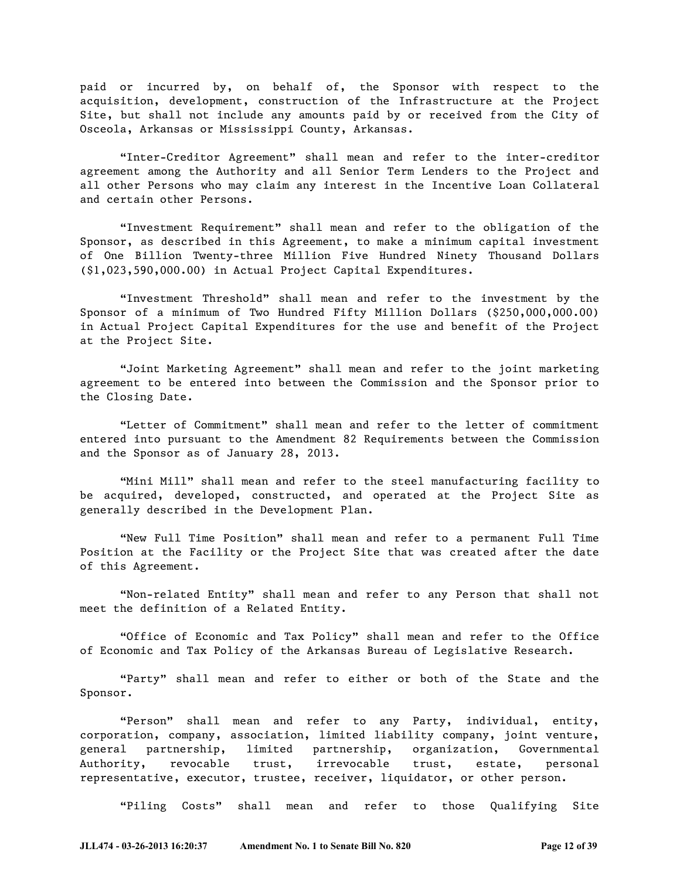paid or incurred by, on behalf of, the Sponsor with respect to the acquisition, development, construction of the Infrastructure at the Project Site, but shall not include any amounts paid by or received from the City of Osceola, Arkansas or Mississippi County, Arkansas.

"Inter-Creditor Agreement" shall mean and refer to the inter-creditor agreement among the Authority and all Senior Term Lenders to the Project and all other Persons who may claim any interest in the Incentive Loan Collateral and certain other Persons.

"Investment Requirement" shall mean and refer to the obligation of the Sponsor, as described in this Agreement, to make a minimum capital investment of One Billion Twenty-three Million Five Hundred Ninety Thousand Dollars ($1,023,590,000.00) in Actual Project Capital Expenditures.

"Investment Threshold" shall mean and refer to the investment by the Sponsor of a minimum of Two Hundred Fifty Million Dollars ($250,000,000.00) in Actual Project Capital Expenditures for the use and benefit of the Project at the Project Site.

"Joint Marketing Agreement" shall mean and refer to the joint marketing agreement to be entered into between the Commission and the Sponsor prior to the Closing Date.

"Letter of Commitment" shall mean and refer to the letter of commitment entered into pursuant to the Amendment 82 Requirements between the Commission and the Sponsor as of January 28, 2013.

"Mini Mill" shall mean and refer to the steel manufacturing facility to be acquired, developed, constructed, and operated at the Project Site as generally described in the Development Plan.

"New Full Time Position" shall mean and refer to a permanent Full Time Position at the Facility or the Project Site that was created after the date of this Agreement.

"Non-related Entity" shall mean and refer to any Person that shall not meet the definition of a Related Entity.

"Office of Economic and Tax Policy" shall mean and refer to the Office of Economic and Tax Policy of the Arkansas Bureau of Legislative Research.

"Party" shall mean and refer to either or both of the State and the Sponsor.

"Person" shall mean and refer to any Party, individual, entity, corporation, company, association, limited liability company, joint venture, general partnership, limited partnership, organization, Governmental Authority, revocable trust, irrevocable trust, estate, personal representative, executor, trustee, receiver, liquidator, or other person.

"Piling Costs" shall mean and refer to those Qualifying Site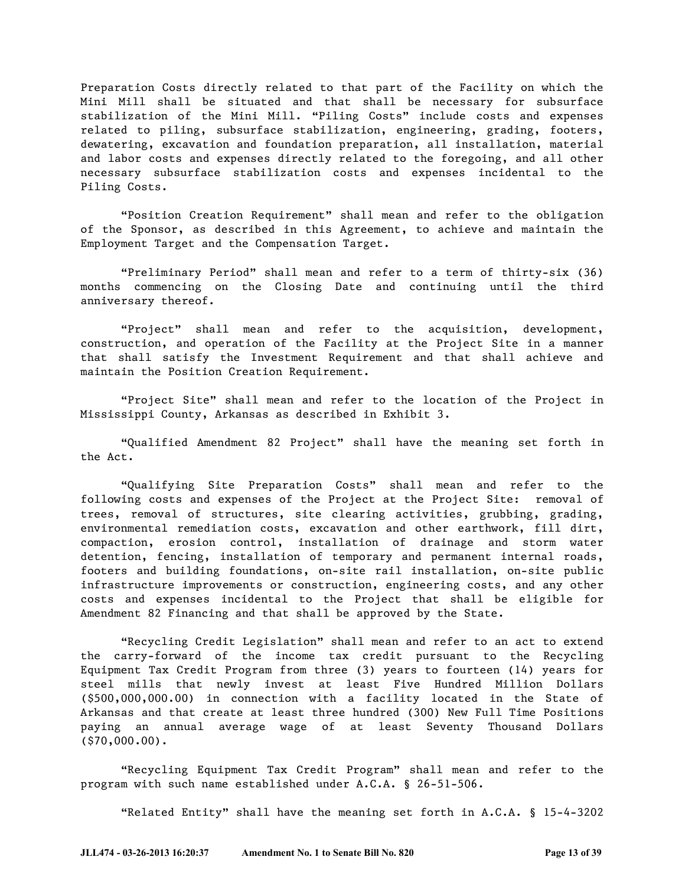Preparation Costs directly related to that part of the Facility on which the Mini Mill shall be situated and that shall be necessary for subsurface stabilization of the Mini Mill. “Piling Costs” include costs and expenses related to piling, subsurface stabilization, engineering, grading, footers, dewatering, excavation and foundation preparation, all installation, material and labor costs and expenses directly related to the foregoing, and all other necessary subsurface stabilization costs and expenses incidental to the Piling Costs.

“Position Creation Requirement” shall mean and refer to the obligation of the Sponsor, as described in this Agreement, to achieve and maintain the Employment Target and the Compensation Target.

“Preliminary Period” shall mean and refer to a term of thirty-six (36) months commencing on the Closing Date and continuing until the third anniversary thereof.

“Project” shall mean and refer to the acquisition, development, construction, and operation of the Facility at the Project Site in a manner that shall satisfy the Investment Requirement and that shall achieve and maintain the Position Creation Requirement.

“Project Site” shall mean and refer to the location of the Project in Mississippi County, Arkansas as described in Exhibit 3.

“Qualified Amendment 82 Project” shall have the meaning set forth in the Act.

“Qualifying Site Preparation Costs” shall mean and refer to the following costs and expenses of the Project at the Project Site: removal of trees, removal of structures, site clearing activities, grubbing, grading, environmental remediation costs, excavation and other earthwork, fill dirt, compaction, erosion control, installation of drainage and storm water detention, fencing, installation of temporary and permanent internal roads, footers and building foundations, on-site rail installation, on-site public infrastructure improvements or construction, engineering costs, and any other costs and expenses incidental to the Project that shall be eligible for Amendment 82 Financing and that shall be approved by the State.

“Recycling Credit Legislation” shall mean and refer to an act to extend the carry-forward of the income tax credit pursuant to the Recycling Equipment Tax Credit Program from three (3) years to fourteen (14) years for steel mills that newly invest at least Five Hundred Million Dollars ($500,000,000.00) in connection with a facility located in the State of Arkansas and that create at least three hundred (300) New Full Time Positions paying an annual average wage of at least Seventy Thousand Dollars ($70,000.00).

“Recycling Equipment Tax Credit Program” shall mean and refer to the program with such name established under A.C.A. § 26-51-506.

“Related Entity” shall have the meaning set forth in A.C.A. § 15-4-3202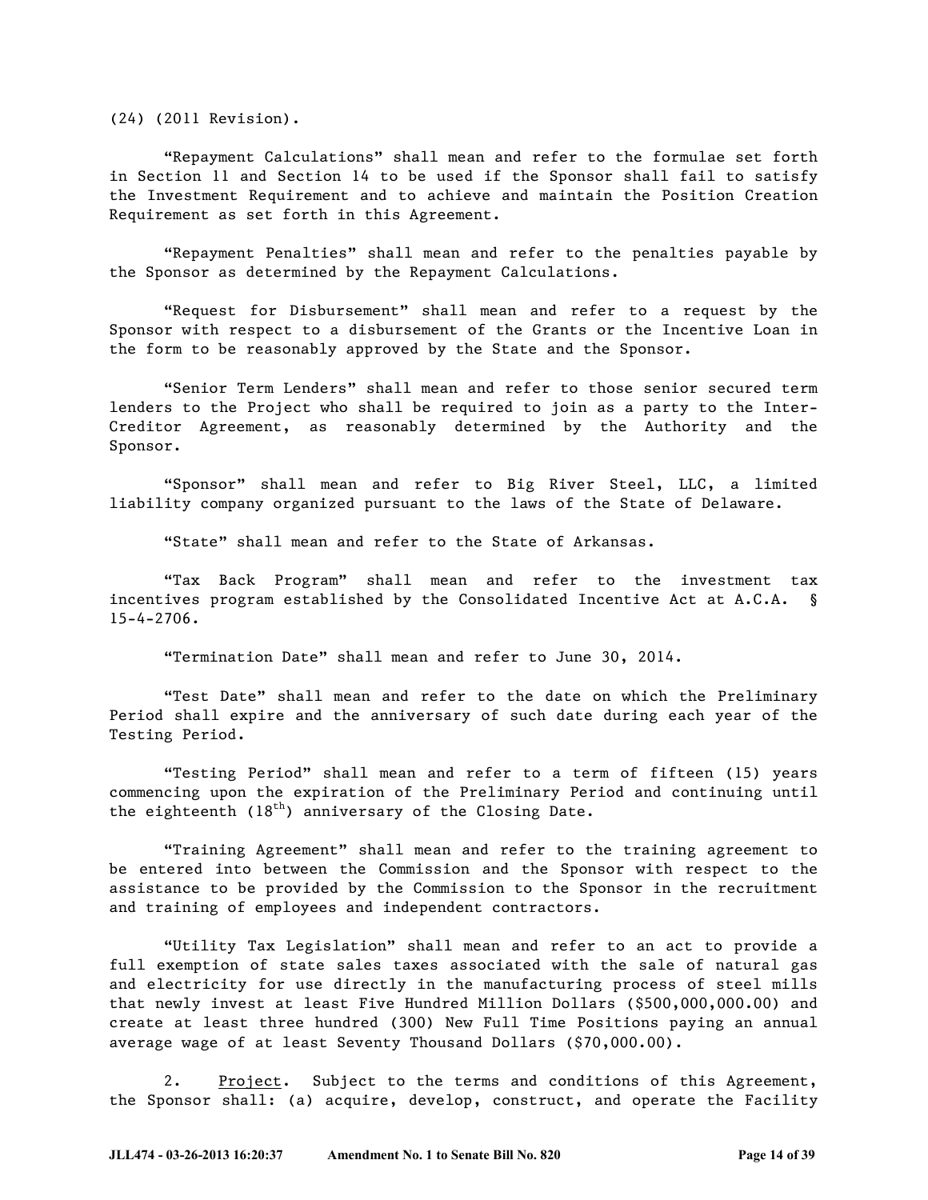(24) (2011 Revision).

"Repayment Calculations" shall mean and refer to the formulae set forth in Section 11 and Section 14 to be used if the Sponsor shall fail to satisfy the Investment Requirement and to achieve and maintain the Position Creation Requirement as set forth in this Agreement.

"Repayment Penalties" shall mean and refer to the penalties payable by the Sponsor as determined by the Repayment Calculations.

"Request for Disbursement" shall mean and refer to a request by the Sponsor with respect to a disbursement of the Grants or the Incentive Loan in the form to be reasonably approved by the State and the Sponsor.

"Senior Term Lenders" shall mean and refer to those senior secured term lenders to the Project who shall be required to join as a party to the Inter-Creditor Agreement, as reasonably determined by the Authority and the Sponsor.

"Sponsor" shall mean and refer to Big River Steel, LLC, a limited liability company organized pursuant to the laws of the State of Delaware.

"State" shall mean and refer to the State of Arkansas.

"Tax Back Program" shall mean and refer to the investment tax incentives program established by the Consolidated Incentive Act at A.C.A. § 15-4-2706.

"Termination Date" shall mean and refer to June 30, 2014.

"Test Date" shall mean and refer to the date on which the Preliminary Period shall expire and the anniversary of such date during each year of the Testing Period.

"Testing Period" shall mean and refer to a term of fifteen (15) years commencing upon the expiration of the Preliminary Period and continuing until the eighteenth (18th) anniversary of the Closing Date.

"Training Agreement" shall mean and refer to the training agreement to be entered into between the Commission and the Sponsor with respect to the assistance to be provided by the Commission to the Sponsor in the recruitment and training of employees and independent contractors.

"Utility Tax Legislation" shall mean and refer to an act to provide a full exemption of state sales taxes associated with the sale of natural gas and electricity for use directly in the manufacturing process of steel mills that newly invest at least Five Hundred Million Dollars ($500,000,000.00) and create at least three hundred (300) New Full Time Positions paying an annual average wage of at least Seventy Thousand Dollars ($70,000.00).

2. Project. Subject to the terms and conditions of this Agreement, the Sponsor shall: (a) acquire, develop, construct, and operate the Facility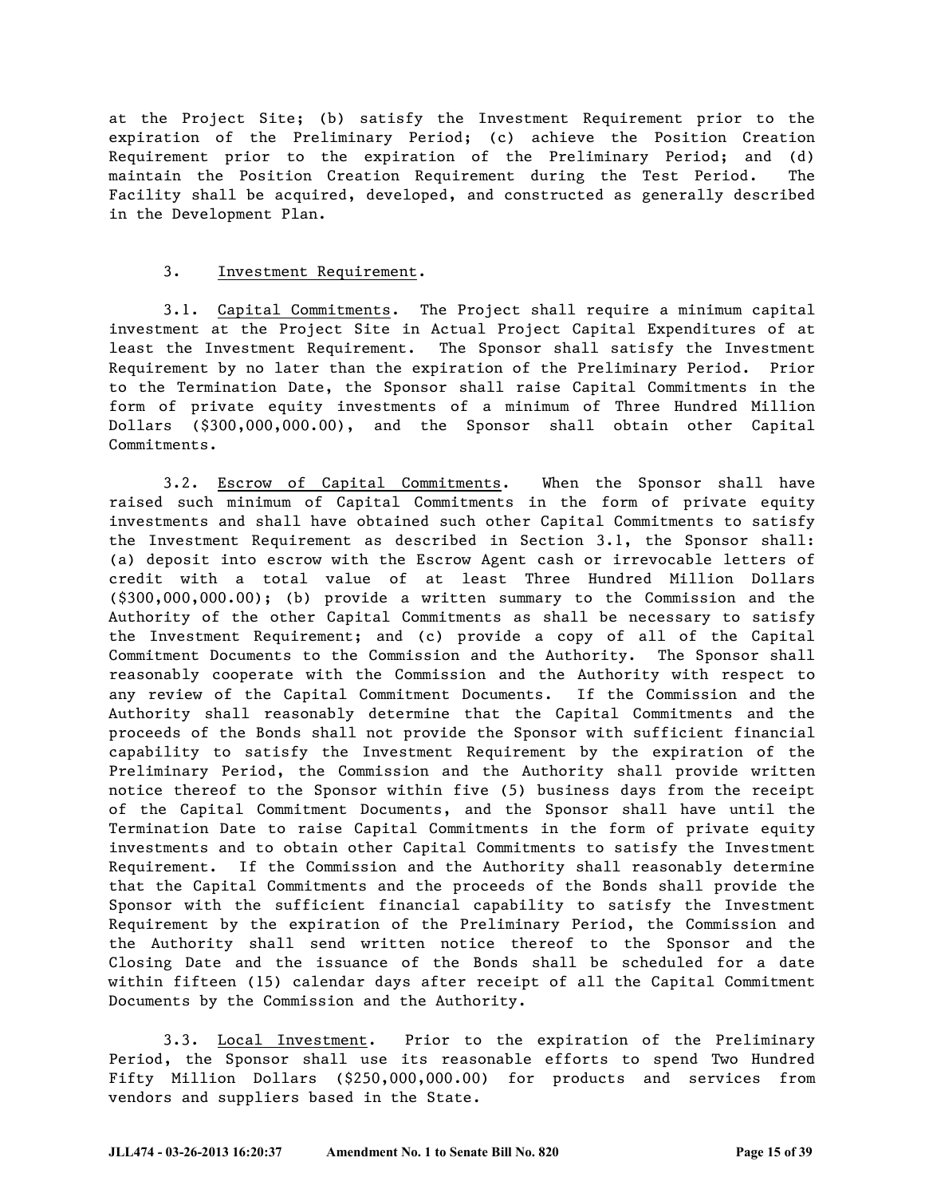at the Project Site; (b) satisfy the Investment Requirement prior to the expiration of the Preliminary Period; (c) achieve the Position Creation Requirement prior to the expiration of the Preliminary Period; and (d) maintain the Position Creation Requirement during the Test Period. The Facility shall be acquired, developed, and constructed as generally described in the Development Plan.

3. Investment Requirement.

3.1. Capital Commitments. The Project shall require a minimum capital investment at the Project Site in Actual Project Capital Expenditures of at least the Investment Requirement. The Sponsor shall satisfy the Investment Requirement by no later than the expiration of the Preliminary Period. Prior to the Termination Date, the Sponsor shall raise Capital Commitments in the form of private equity investments of a minimum of Three Hundred Million Dollars ($300,000,000.00), and the Sponsor shall obtain other Capital Commitments.

3.2. Escrow of Capital Commitments. When the Sponsor shall have raised such minimum of Capital Commitments in the form of private equity investments and shall have obtained such other Capital Commitments to satisfy the Investment Requirement as described in Section 3.1, the Sponsor shall: (a) deposit into escrow with the Escrow Agent cash or irrevocable letters of credit with a total value of at least Three Hundred Million Dollars ($300,000,000.00); (b) provide a written summary to the Commission and the Authority of the other Capital Commitments as shall be necessary to satisfy the Investment Requirement; and (c) provide a copy of all of the Capital Commitment Documents to the Commission and the Authority. The Sponsor shall reasonably cooperate with the Commission and the Authority with respect to any review of the Capital Commitment Documents. If the Commission and the Authority shall reasonably determine that the Capital Commitments and the proceeds of the Bonds shall not provide the Sponsor with sufficient financial capability to satisfy the Investment Requirement by the expiration of the Preliminary Period, the Commission and the Authority shall provide written notice thereof to the Sponsor within five (5) business days from the receipt of the Capital Commitment Documents, and the Sponsor shall have until the Termination Date to raise Capital Commitments in the form of private equity investments and to obtain other Capital Commitments to satisfy the Investment Requirement. If the Commission and the Authority shall reasonably determine that the Capital Commitments and the proceeds of the Bonds shall provide the Sponsor with the sufficient financial capability to satisfy the Investment Requirement by the expiration of the Preliminary Period, the Commission and the Authority shall send written notice thereof to the Sponsor and the Closing Date and the issuance of the Bonds shall be scheduled for a date within fifteen (15) calendar days after receipt of all the Capital Commitment Documents by the Commission and the Authority.

3.3. Local Investment. Prior to the expiration of the Preliminary Period, the Sponsor shall use its reasonable efforts to spend Two Hundred Fifty Million Dollars ($250,000,000.00) for products and services from vendors and suppliers based in the State.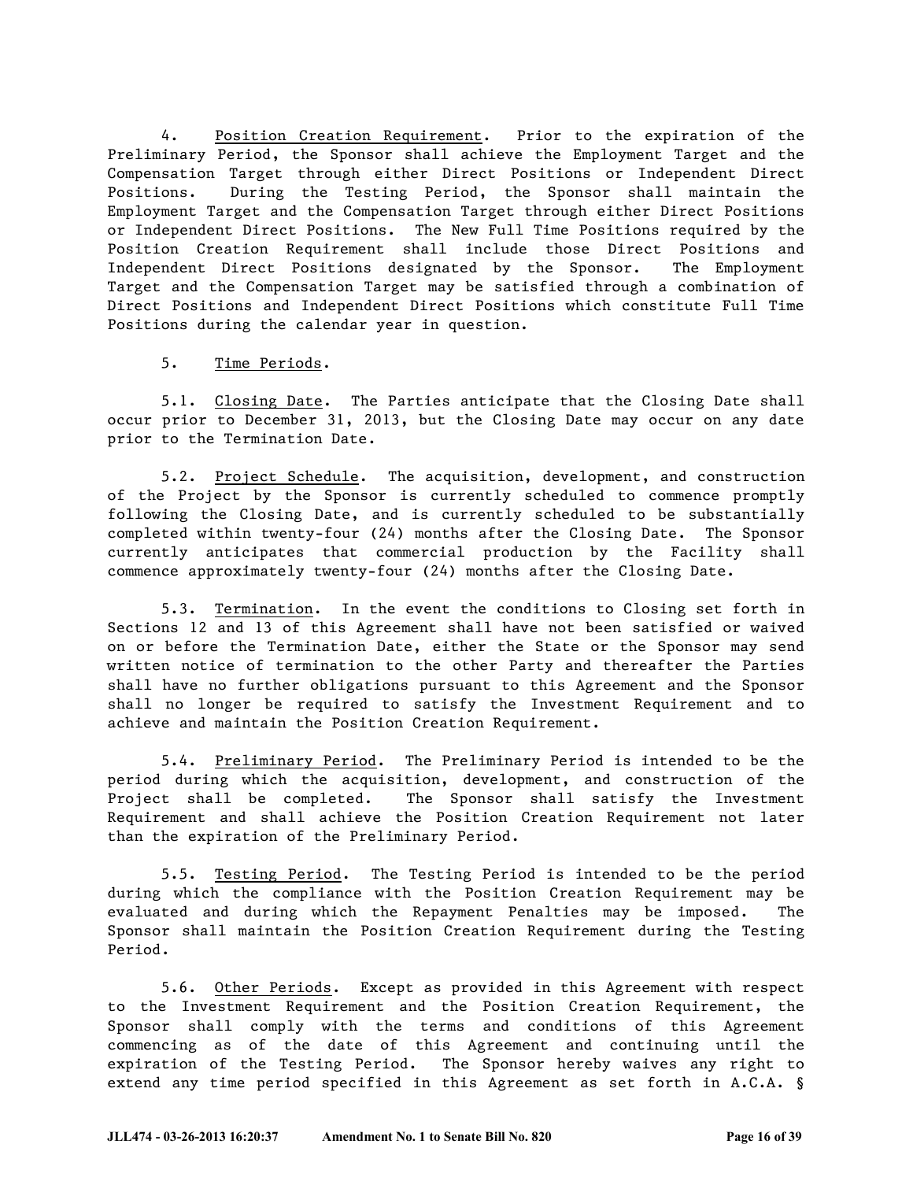4. Position Creation Requirement. Prior to the expiration of the Preliminary Period, the Sponsor shall achieve the Employment Target and the Compensation Target through either Direct Positions or Independent Direct Positions. During the Testing Period, the Sponsor shall maintain the Employment Target and the Compensation Target through either Direct Positions or Independent Direct Positions. The New Full Time Positions required by the Position Creation Requirement shall include those Direct Positions and Independent Direct Positions designated by the Sponsor. The Employment Target and the Compensation Target may be satisfied through a combination of Direct Positions and Independent Direct Positions which constitute Full Time Positions during the calendar year in question.

5. Time Periods.

5.1. Closing Date. The Parties anticipate that the Closing Date shall occur prior to December 31, 2013, but the Closing Date may occur on any date prior to the Termination Date.

5.2. Project Schedule. The acquisition, development, and construction of the Project by the Sponsor is currently scheduled to commence promptly following the Closing Date, and is currently scheduled to be substantially completed within twenty-four (24) months after the Closing Date. The Sponsor currently anticipates that commercial production by the Facility shall commence approximately twenty-four (24) months after the Closing Date.

5.3. Termination. In the event the conditions to Closing set forth in Sections 12 and 13 of this Agreement shall have not been satisfied or waived on or before the Termination Date, either the State or the Sponsor may send written notice of termination to the other Party and thereafter the Parties shall have no further obligations pursuant to this Agreement and the Sponsor shall no longer be required to satisfy the Investment Requirement and to achieve and maintain the Position Creation Requirement.

5.4. Preliminary Period. The Preliminary Period is intended to be the period during which the acquisition, development, and construction of the Project shall be completed. The Sponsor shall satisfy the Investment Requirement and shall achieve the Position Creation Requirement not later than the expiration of the Preliminary Period.

5.5. Testing Period. The Testing Period is intended to be the period during which the compliance with the Position Creation Requirement may be evaluated and during which the Repayment Penalties may be imposed. The Sponsor shall maintain the Position Creation Requirement during the Testing Period.

5.6. Other Periods. Except as provided in this Agreement with respect to the Investment Requirement and the Position Creation Requirement, the Sponsor shall comply with the terms and conditions of this Agreement commencing as of the date of this Agreement and continuing until the expiration of the Testing Period. The Sponsor hereby waives any right to extend any time period specified in this Agreement as set forth in A.C.A. §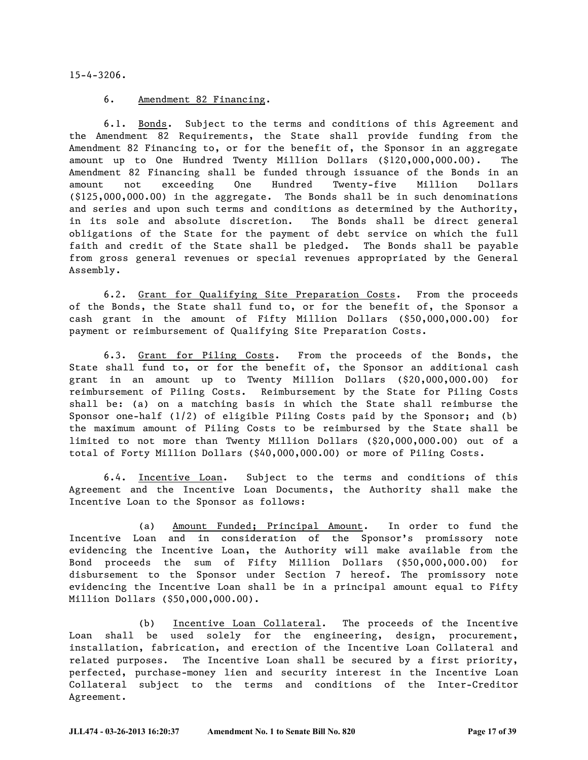15-4-3206.

6. Amendment 82 Financing.

6.1. Bonds. Subject to the terms and conditions of this Agreement and the Amendment 82 Requirements, the State shall provide funding from the Amendment 82 Financing to, or for the benefit of, the Sponsor in an aggregate amount up to One Hundred Twenty Million Dollars ($120,000,000.00). The Amendment 82 Financing shall be funded through issuance of the Bonds in an amount not exceeding One Hundred Twenty-five Million Dollars ($125,000,000.00) in the aggregate. The Bonds shall be in such denominations and series and upon such terms and conditions as determined by the Authority, in its sole and absolute discretion. The Bonds shall be direct general obligations of the State for the payment of debt service on which the full faith and credit of the State shall be pledged. The Bonds shall be payable from gross general revenues or special revenues appropriated by the General Assembly.

6.2. Grant for Qualifying Site Preparation Costs. From the proceeds of the Bonds, the State shall fund to, or for the benefit of, the Sponsor a cash grant in the amount of Fifty Million Dollars ($50,000,000.00) for payment or reimbursement of Qualifying Site Preparation Costs.

6.3. Grant for Piling Costs. From the proceeds of the Bonds, the State shall fund to, or for the benefit of, the Sponsor an additional cash grant in an amount up to Twenty Million Dollars ($20,000,000.00) for reimbursement of Piling Costs. Reimbursement by the State for Piling Costs shall be: (a) on a matching basis in which the State shall reimburse the Sponsor one-half (1/2) of eligible Piling Costs paid by the Sponsor; and (b) the maximum amount of Piling Costs to be reimbursed by the State shall be limited to not more than Twenty Million Dollars ($20,000,000.00) out of a total of Forty Million Dollars ($40,000,000.00) or more of Piling Costs.

6.4. Incentive Loan. Subject to the terms and conditions of this Agreement and the Incentive Loan Documents, the Authority shall make the Incentive Loan to the Sponsor as follows:

(a) Amount Funded; Principal Amount. In order to fund the Incentive Loan and in consideration of the Sponsor's promissory note evidencing the Incentive Loan, the Authority will make available from the Bond proceeds the sum of Fifty Million Dollars ($50,000,000.00) for disbursement to the Sponsor under Section 7 hereof. The promissory note evidencing the Incentive Loan shall be in a principal amount equal to Fifty Million Dollars ($50,000,000.00).

(b) Incentive Loan Collateral. The proceeds of the Incentive Loan shall be used solely for the engineering, design, procurement, installation, fabrication, and erection of the Incentive Loan Collateral and related purposes. The Incentive Loan shall be secured by a first priority, perfected, purchase-money lien and security interest in the Incentive Loan Collateral subject to the terms and conditions of the Inter-Creditor Agreement.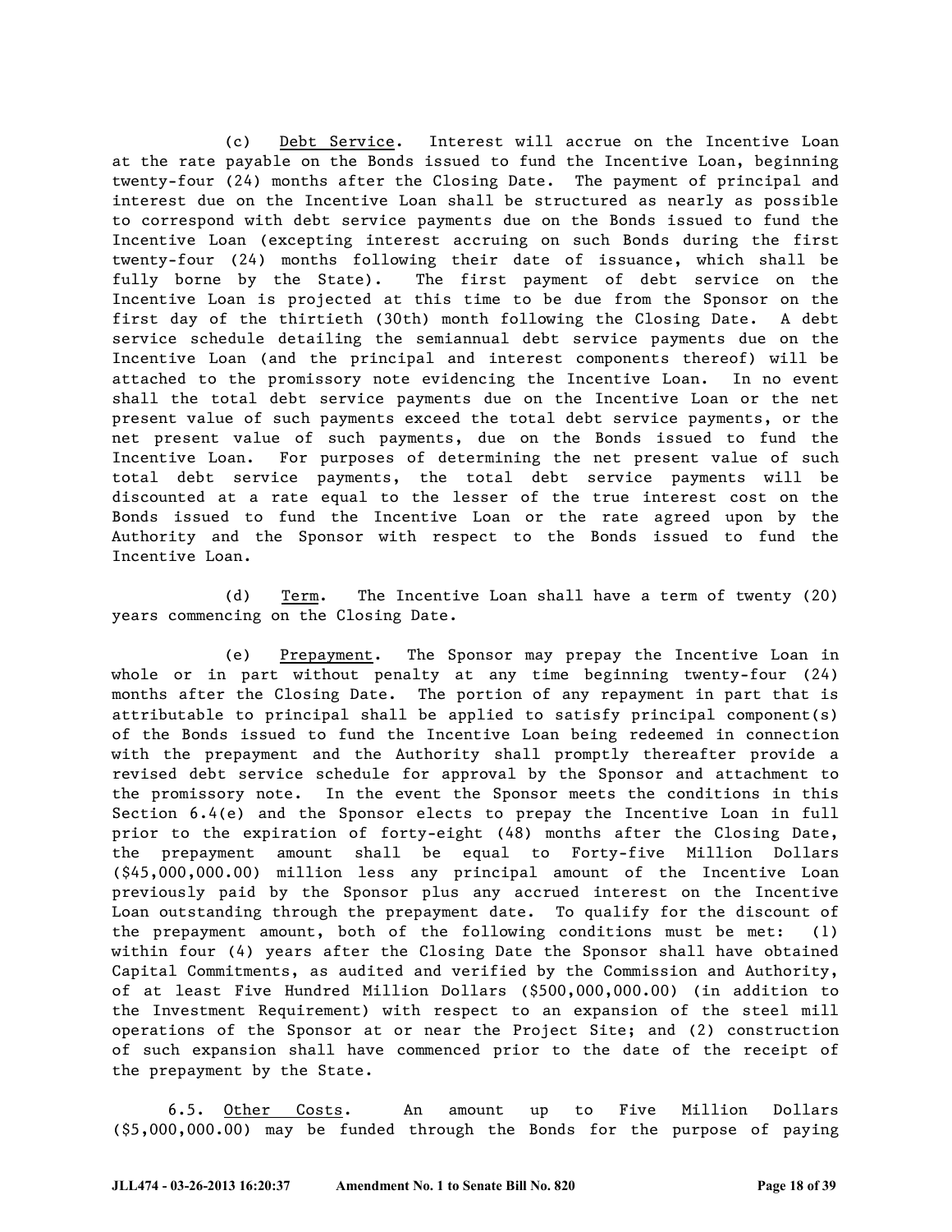(c) Debt Service. Interest will accrue on the Incentive Loan at the rate payable on the Bonds issued to fund the Incentive Loan, beginning twenty-four (24) months after the Closing Date. The payment of principal and interest due on the Incentive Loan shall be structured as nearly as possible to correspond with debt service payments due on the Bonds issued to fund the Incentive Loan (excepting interest accruing on such Bonds during the first twenty-four (24) months following their date of issuance, which shall be fully borne by the State). The first payment of debt service on the Incentive Loan is projected at this time to be due from the Sponsor on the first day of the thirtieth (30th) month following the Closing Date. A debt service schedule detailing the semiannual debt service payments due on the Incentive Loan (and the principal and interest components thereof) will be attached to the promissory note evidencing the Incentive Loan. In no event shall the total debt service payments due on the Incentive Loan or the net present value of such payments exceed the total debt service payments, or the net present value of such payments, due on the Bonds issued to fund the Incentive Loan. For purposes of determining the net present value of such total debt service payments, the total debt service payments will be discounted at a rate equal to the lesser of the true interest cost on the Bonds issued to fund the Incentive Loan or the rate agreed upon by the Authority and the Sponsor with respect to the Bonds issued to fund the Incentive Loan.

(d) Term. The Incentive Loan shall have a term of twenty (20) years commencing on the Closing Date.

(e) Prepayment. The Sponsor may prepay the Incentive Loan in whole or in part without penalty at any time beginning twenty-four (24) months after the Closing Date. The portion of any repayment in part that is attributable to principal shall be applied to satisfy principal component(s) of the Bonds issued to fund the Incentive Loan being redeemed in connection with the prepayment and the Authority shall promptly thereafter provide a revised debt service schedule for approval by the Sponsor and attachment to the promissory note. In the event the Sponsor meets the conditions in this Section 6.4(e) and the Sponsor elects to prepay the Incentive Loan in full prior to the expiration of forty-eight (48) months after the Closing Date, the prepayment amount shall be equal to Forty-five Million Dollars ($45,000,000.00) million less any principal amount of the Incentive Loan previously paid by the Sponsor plus any accrued interest on the Incentive Loan outstanding through the prepayment date. To qualify for the discount of the prepayment amount, both of the following conditions must be met: (1) within four (4) years after the Closing Date the Sponsor shall have obtained Capital Commitments, as audited and verified by the Commission and Authority, of at least Five Hundred Million Dollars ($500,000,000.00) (in addition to the Investment Requirement) with respect to an expansion of the steel mill operations of the Sponsor at or near the Project Site; and (2) construction of such expansion shall have commenced prior to the date of the receipt of the prepayment by the State.

6.5. Other Costs. An amount up to Five Million Dollars ($5,000,000.00) may be funded through the Bonds for the purpose of paying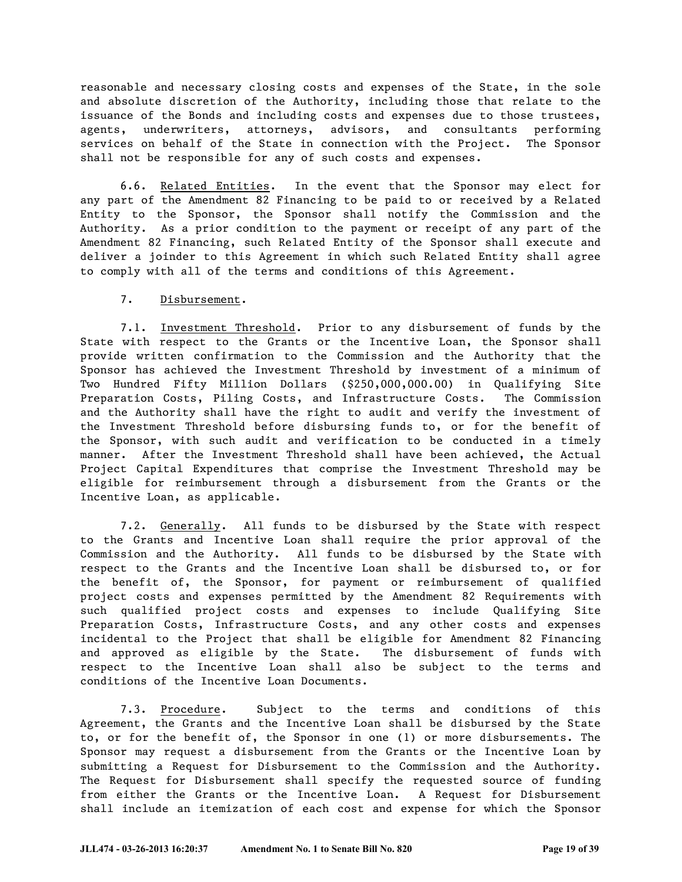reasonable and necessary closing costs and expenses of the State, in the sole and absolute discretion of the Authority, including those that relate to the issuance of the Bonds and including costs and expenses due to those trustees, agents, underwriters, attorneys, advisors, and consultants performing services on behalf of the State in connection with the Project. The Sponsor shall not be responsible for any of such costs and expenses.

6.6. Related Entities. In the event that the Sponsor may elect for any part of the Amendment 82 Financing to be paid to or received by a Related Entity to the Sponsor, the Sponsor shall notify the Commission and the Authority. As a prior condition to the payment or receipt of any part of the Amendment 82 Financing, such Related Entity of the Sponsor shall execute and deliver a joinder to this Agreement in which such Related Entity shall agree to comply with all of the terms and conditions of this Agreement.

7. Disbursement.

7.1. Investment Threshold. Prior to any disbursement of funds by the State with respect to the Grants or the Incentive Loan, the Sponsor shall provide written confirmation to the Commission and the Authority that the Sponsor has achieved the Investment Threshold by investment of a minimum of Two Hundred Fifty Million Dollars ($250,000,000.00) in Qualifying Site Preparation Costs, Piling Costs, and Infrastructure Costs. The Commission and the Authority shall have the right to audit and verify the investment of the Investment Threshold before disbursing funds to, or for the benefit of the Sponsor, with such audit and verification to be conducted in a timely manner. After the Investment Threshold shall have been achieved, the Actual Project Capital Expenditures that comprise the Investment Threshold may be eligible for reimbursement through a disbursement from the Grants or the Incentive Loan, as applicable.

7.2. Generally. All funds to be disbursed by the State with respect to the Grants and Incentive Loan shall require the prior approval of the Commission and the Authority. All funds to be disbursed by the State with respect to the Grants and the Incentive Loan shall be disbursed to, or for the benefit of, the Sponsor, for payment or reimbursement of qualified project costs and expenses permitted by the Amendment 82 Requirements with such qualified project costs and expenses to include Qualifying Site Preparation Costs, Infrastructure Costs, and any other costs and expenses incidental to the Project that shall be eligible for Amendment 82 Financing and approved as eligible by the State. The disbursement of funds with respect to the Incentive Loan shall also be subject to the terms and conditions of the Incentive Loan Documents.

7.3. Procedure. Subject to the terms and conditions of this Agreement, the Grants and the Incentive Loan shall be disbursed by the State to, or for the benefit of, the Sponsor in one (1) or more disbursements. The Sponsor may request a disbursement from the Grants or the Incentive Loan by submitting a Request for Disbursement to the Commission and the Authority. The Request for Disbursement shall specify the requested source of funding from either the Grants or the Incentive Loan. A Request for Disbursement shall include an itemization of each cost and expense for which the Sponsor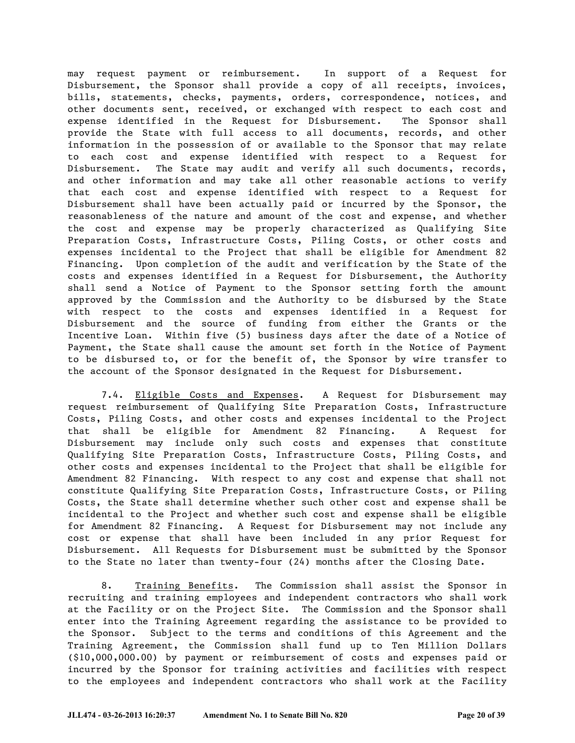may request payment or reimbursement. In support of a Request for Disbursement, the Sponsor shall provide a copy of all receipts, invoices, bills, statements, checks, payments, orders, correspondence, notices, and other documents sent, received, or exchanged with respect to each cost and expense identified in the Request for Disbursement. The Sponsor shall provide the State with full access to all documents, records, and other information in the possession of or available to the Sponsor that may relate to each cost and expense identified with respect to a Request for Disbursement. The State may audit and verify all such documents, records, and other information and may take all other reasonable actions to verify that each cost and expense identified with respect to a Request for Disbursement shall have been actually paid or incurred by the Sponsor, the reasonableness of the nature and amount of the cost and expense, and whether the cost and expense may be properly characterized as Qualifying Site Preparation Costs, Infrastructure Costs, Piling Costs, or other costs and expenses incidental to the Project that shall be eligible for Amendment 82 Financing. Upon completion of the audit and verification by the State of the costs and expenses identified in a Request for Disbursement, the Authority shall send a Notice of Payment to the Sponsor setting forth the amount approved by the Commission and the Authority to be disbursed by the State with respect to the costs and expenses identified in a Request for Disbursement and the source of funding from either the Grants or the Incentive Loan. Within five (5) business days after the date of a Notice of Payment, the State shall cause the amount set forth in the Notice of Payment to be disbursed to, or for the benefit of, the Sponsor by wire transfer to the account of the Sponsor designated in the Request for Disbursement.

7.4. Eligible Costs and Expenses. A Request for Disbursement may request reimbursement of Qualifying Site Preparation Costs, Infrastructure Costs, Piling Costs, and other costs and expenses incidental to the Project that shall be eligible for Amendment 82 Financing. A Request for Disbursement may include only such costs and expenses that constitute Qualifying Site Preparation Costs, Infrastructure Costs, Piling Costs, and other costs and expenses incidental to the Project that shall be eligible for Amendment 82 Financing. With respect to any cost and expense that shall not constitute Qualifying Site Preparation Costs, Infrastructure Costs, or Piling Costs, the State shall determine whether such other cost and expense shall be incidental to the Project and whether such cost and expense shall be eligible for Amendment 82 Financing. A Request for Disbursement may not include any cost or expense that shall have been included in any prior Request for Disbursement. All Requests for Disbursement must be submitted by the Sponsor to the State no later than twenty-four (24) months after the Closing Date.

8. Training Benefits. The Commission shall assist the Sponsor in recruiting and training employees and independent contractors who shall work at the Facility or on the Project Site. The Commission and the Sponsor shall enter into the Training Agreement regarding the assistance to be provided to the Sponsor. Subject to the terms and conditions of this Agreement and the Training Agreement, the Commission shall fund up to Ten Million Dollars ($10,000,000.00) by payment or reimbursement of costs and expenses paid or incurred by the Sponsor for training activities and facilities with respect to the employees and independent contractors who shall work at the Facility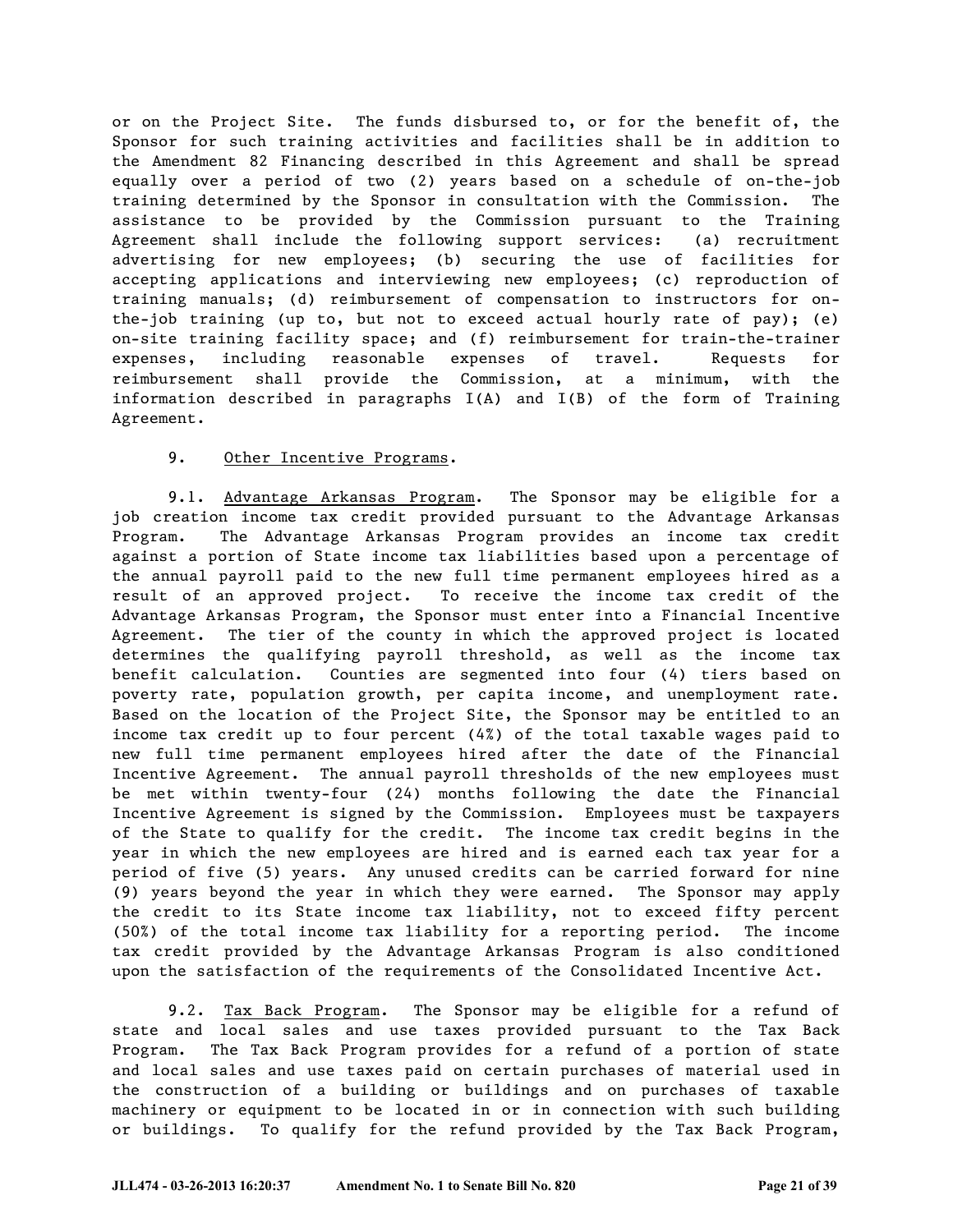or on the Project Site. The funds disbursed to, or for the benefit of, the Sponsor for such training activities and facilities shall be in addition to the Amendment 82 Financing described in this Agreement and shall be spread equally over a period of two (2) years based on a schedule of on-the-job training determined by the Sponsor in consultation with the Commission. The assistance to be provided by the Commission pursuant to the Training Agreement shall include the following support services: (a) recruitment advertising for new employees; (b) securing the use of facilities for accepting applications and interviewing new employees; (c) reproduction of training manuals; (d) reimbursement of compensation to instructors for on-the-job training (up to, but not to exceed actual hourly rate of pay); (e) on-site training facility space; and (f) reimbursement for train-the-trainer expenses, including reasonable expenses of travel. Requests for reimbursement shall provide the Commission, at a minimum, with the information described in paragraphs I(A) and I(B) of the form of Training Agreement.

9. Other Incentive Programs.

9.1. Advantage Arkansas Program. The Sponsor may be eligible for a job creation income tax credit provided pursuant to the Advantage Arkansas Program. The Advantage Arkansas Program provides an income tax credit against a portion of State income tax liabilities based upon a percentage of the annual payroll paid to the new full time permanent employees hired as a result of an approved project. To receive the income tax credit of the Advantage Arkansas Program, the Sponsor must enter into a Financial Incentive Agreement. The tier of the county in which the approved project is located determines the qualifying payroll threshold, as well as the income tax benefit calculation. Counties are segmented into four (4) tiers based on poverty rate, population growth, per capita income, and unemployment rate. Based on the location of the Project Site, the Sponsor may be entitled to an income tax credit up to four percent (4%) of the total taxable wages paid to new full time permanent employees hired after the date of the Financial Incentive Agreement. The annual payroll thresholds of the new employees must be met within twenty-four (24) months following the date the Financial Incentive Agreement is signed by the Commission. Employees must be taxpayers of the State to qualify for the credit. The income tax credit begins in the year in which the new employees are hired and is earned each tax year for a period of five (5) years. Any unused credits can be carried forward for nine (9) years beyond the year in which they were earned. The Sponsor may apply the credit to its State income tax liability, not to exceed fifty percent (50%) of the total income tax liability for a reporting period. The income tax credit provided by the Advantage Arkansas Program is also conditioned upon the satisfaction of the requirements of the Consolidated Incentive Act.

9.2. Tax Back Program. The Sponsor may be eligible for a refund of state and local sales and use taxes provided pursuant to the Tax Back Program. The Tax Back Program provides for a refund of a portion of state and local sales and use taxes paid on certain purchases of material used in the construction of a building or buildings and on purchases of taxable machinery or equipment to be located in or in connection with such building or buildings. To qualify for the refund provided by the Tax Back Program,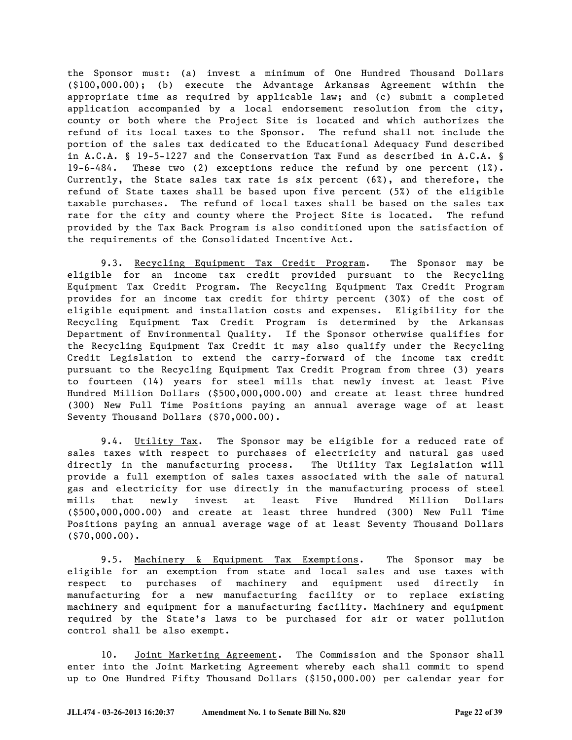the Sponsor must: (a) invest a minimum of One Hundred Thousand Dollars ($100,000.00); (b) execute the Advantage Arkansas Agreement within the appropriate time as required by applicable law; and (c) submit a completed application accompanied by a local endorsement resolution from the city, county or both where the Project Site is located and which authorizes the refund of its local taxes to the Sponsor. The refund shall not include the portion of the sales tax dedicated to the Educational Adequacy Fund described in A.C.A. § 19-5-1227 and the Conservation Tax Fund as described in A.C.A. § 19-6-484. These two (2) exceptions reduce the refund by one percent (1%). Currently, the State sales tax rate is six percent (6%), and therefore, the refund of State taxes shall be based upon five percent (5%) of the eligible taxable purchases. The refund of local taxes shall be based on the sales tax rate for the city and county where the Project Site is located. The refund provided by the Tax Back Program is also conditioned upon the satisfaction of the requirements of the Consolidated Incentive Act.

9.3. Recycling Equipment Tax Credit Program. The Sponsor may be eligible for an income tax credit provided pursuant to the Recycling Equipment Tax Credit Program. The Recycling Equipment Tax Credit Program provides for an income tax credit for thirty percent (30%) of the cost of eligible equipment and installation costs and expenses. Eligibility for the Recycling Equipment Tax Credit Program is determined by the Arkansas Department of Environmental Quality. If the Sponsor otherwise qualifies for the Recycling Equipment Tax Credit it may also qualify under the Recycling Credit Legislation to extend the carry-forward of the income tax credit pursuant to the Recycling Equipment Tax Credit Program from three (3) years to fourteen (14) years for steel mills that newly invest at least Five Hundred Million Dollars ($500,000,000.00) and create at least three hundred (300) New Full Time Positions paying an annual average wage of at least Seventy Thousand Dollars ($70,000.00).

9.4. Utility Tax. The Sponsor may be eligible for a reduced rate of sales taxes with respect to purchases of electricity and natural gas used directly in the manufacturing process. The Utility Tax Legislation will provide a full exemption of sales taxes associated with the sale of natural gas and electricity for use directly in the manufacturing process of steel mills that newly invest at least Five Hundred Million Dollars ($500,000,000.00) and create at least three hundred (300) New Full Time Positions paying an annual average wage of at least Seventy Thousand Dollars ($70,000.00).

9.5. Machinery & Equipment Tax Exemptions. The Sponsor may be eligible for an exemption from state and local sales and use taxes with respect to purchases of machinery and equipment used directly in manufacturing for a new manufacturing facility or to replace existing machinery and equipment for a manufacturing facility. Machinery and equipment required by the State's laws to be purchased for air or water pollution control shall be also exempt.

10. Joint Marketing Agreement. The Commission and the Sponsor shall enter into the Joint Marketing Agreement whereby each shall commit to spend up to One Hundred Fifty Thousand Dollars ($150,000.00) per calendar year for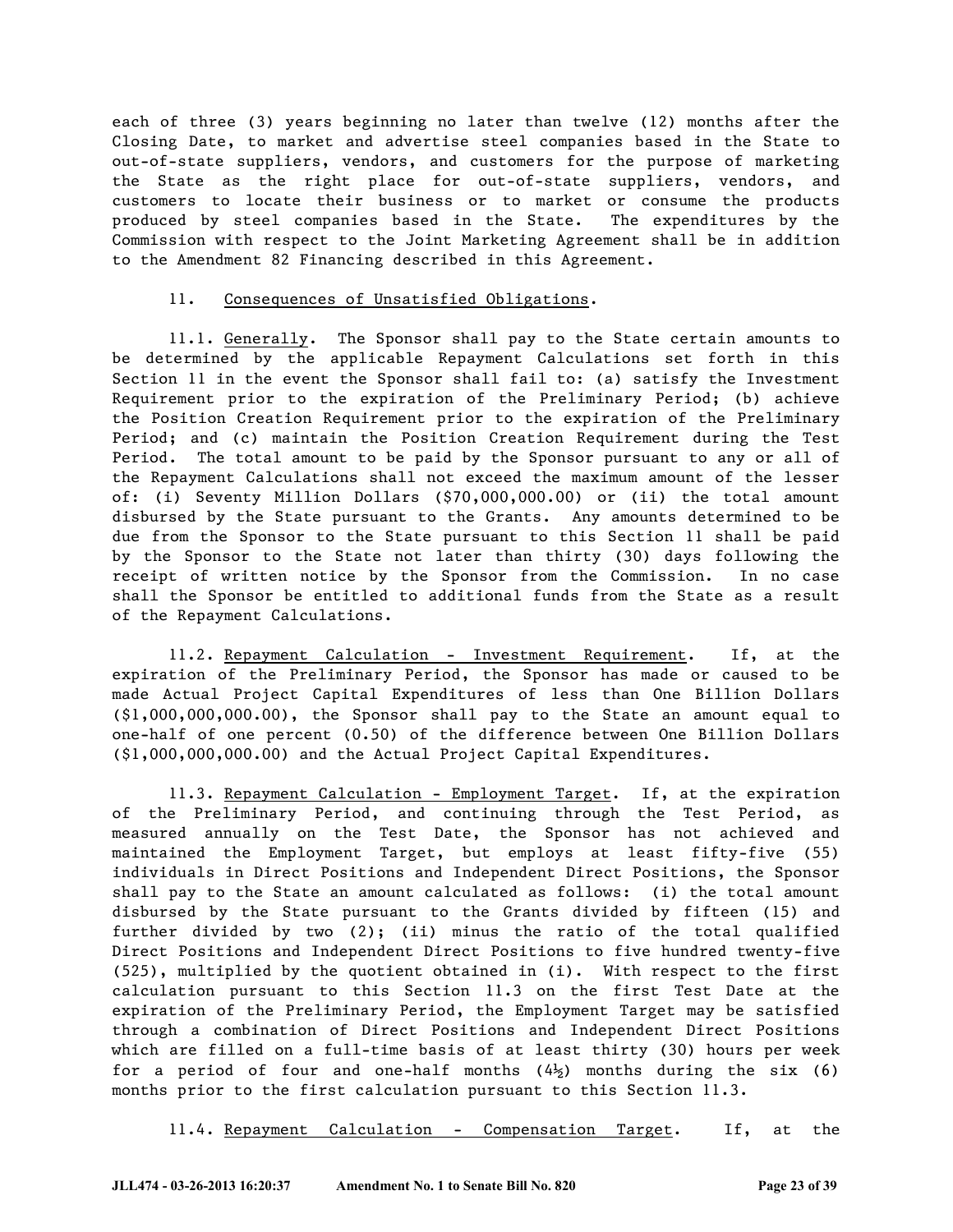each of three (3) years beginning no later than twelve (12) months after the Closing Date, to market and advertise steel companies based in the State to out-of-state suppliers, vendors, and customers for the purpose of marketing the State as the right place for out-of-state suppliers, vendors, and customers to locate their business or to market or consume the products produced by steel companies based in the State. The expenditures by the Commission with respect to the Joint Marketing Agreement shall be in addition to the Amendment 82 Financing described in this Agreement.

11. Consequences of Unsatisfied Obligations.

11.1. Generally. The Sponsor shall pay to the State certain amounts to be determined by the applicable Repayment Calculations set forth in this Section 11 in the event the Sponsor shall fail to: (a) satisfy the Investment Requirement prior to the expiration of the Preliminary Period; (b) achieve the Position Creation Requirement prior to the expiration of the Preliminary Period; and (c) maintain the Position Creation Requirement during the Test Period. The total amount to be paid by the Sponsor pursuant to any or all of the Repayment Calculations shall not exceed the maximum amount of the lesser of: (i) Seventy Million Dollars ($70,000,000.00) or (ii) the total amount disbursed by the State pursuant to the Grants. Any amounts determined to be due from the Sponsor to the State pursuant to this Section 11 shall be paid by the Sponsor to the State not later than thirty (30) days following the receipt of written notice by the Sponsor from the Commission. In no case shall the Sponsor be entitled to additional funds from the State as a result of the Repayment Calculations.

11.2. Repayment Calculation - Investment Requirement. If, at the expiration of the Preliminary Period, the Sponsor has made or caused to be made Actual Project Capital Expenditures of less than One Billion Dollars ($1,000,000,000.00), the Sponsor shall pay to the State an amount equal to one-half of one percent (0.50) of the difference between One Billion Dollars ($1,000,000,000.00) and the Actual Project Capital Expenditures.

11.3. Repayment Calculation - Employment Target. If, at the expiration of the Preliminary Period, and continuing through the Test Period, as measured annually on the Test Date, the Sponsor has not achieved and maintained the Employment Target, but employs at least fifty-five (55) individuals in Direct Positions and Independent Direct Positions, the Sponsor shall pay to the State an amount calculated as follows: (i) the total amount disbursed by the State pursuant to the Grants divided by fifteen (15) and further divided by two (2); (ii) minus the ratio of the total qualified Direct Positions and Independent Direct Positions to five hundred twenty-five (525), multiplied by the quotient obtained in (i). With respect to the first calculation pursuant to this Section 11.3 on the first Test Date at the expiration of the Preliminary Period, the Employment Target may be satisfied through a combination of Direct Positions and Independent Direct Positions which are filled on a full-time basis of at least thirty (30) hours per week for a period of four and one-half months (4½) months during the six (6) months prior to the first calculation pursuant to this Section 11.3.

11.4. Repayment Calculation - Compensation Target. If, at the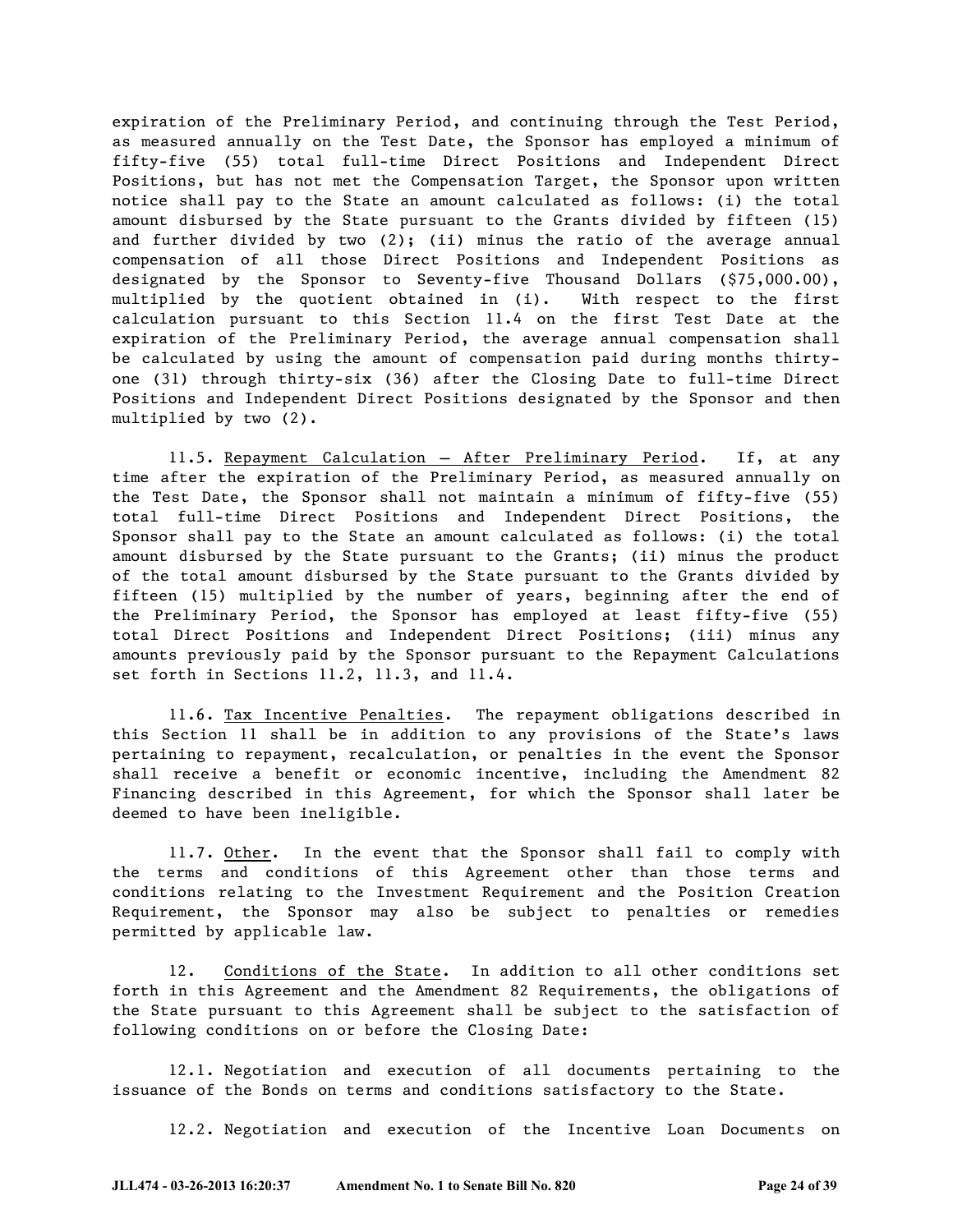expiration of the Preliminary Period, and continuing through the Test Period, as measured annually on the Test Date, the Sponsor has employed a minimum of fifty-five (55) total full-time Direct Positions and Independent Direct Positions, but has not met the Compensation Target, the Sponsor upon written notice shall pay to the State an amount calculated as follows: (i) the total amount disbursed by the State pursuant to the Grants divided by fifteen (15) and further divided by two (2); (ii) minus the ratio of the average annual compensation of all those Direct Positions and Independent Positions as designated by the Sponsor to Seventy-five Thousand Dollars ($75,000.00), multiplied by the quotient obtained in (i). With respect to the first calculation pursuant to this Section 11.4 on the first Test Date at the expiration of the Preliminary Period, the average annual compensation shall be calculated by using the amount of compensation paid during months thirty-one (31) through thirty-six (36) after the Closing Date to full-time Direct Positions and Independent Direct Positions designated by the Sponsor and then multiplied by two (2).

11.5. Repayment Calculation – After Preliminary Period. If, at any time after the expiration of the Preliminary Period, as measured annually on the Test Date, the Sponsor shall not maintain a minimum of fifty-five (55) total full-time Direct Positions and Independent Direct Positions, the Sponsor shall pay to the State an amount calculated as follows: (i) the total amount disbursed by the State pursuant to the Grants; (ii) minus the product of the total amount disbursed by the State pursuant to the Grants divided by fifteen (15) multiplied by the number of years, beginning after the end of the Preliminary Period, the Sponsor has employed at least fifty-five (55) total Direct Positions and Independent Direct Positions; (iii) minus any amounts previously paid by the Sponsor pursuant to the Repayment Calculations set forth in Sections 11.2, 11.3, and 11.4.

11.6. Tax Incentive Penalties. The repayment obligations described in this Section 11 shall be in addition to any provisions of the State's laws pertaining to repayment, recalculation, or penalties in the event the Sponsor shall receive a benefit or economic incentive, including the Amendment 82 Financing described in this Agreement, for which the Sponsor shall later be deemed to have been ineligible.

11.7. Other. In the event that the Sponsor shall fail to comply with the terms and conditions of this Agreement other than those terms and conditions relating to the Investment Requirement and the Position Creation Requirement, the Sponsor may also be subject to penalties or remedies permitted by applicable law.

12. Conditions of the State. In addition to all other conditions set forth in this Agreement and the Amendment 82 Requirements, the obligations of the State pursuant to this Agreement shall be subject to the satisfaction of following conditions on or before the Closing Date:

12.1. Negotiation and execution of all documents pertaining to the issuance of the Bonds on terms and conditions satisfactory to the State.

12.2. Negotiation and execution of the Incentive Loan Documents on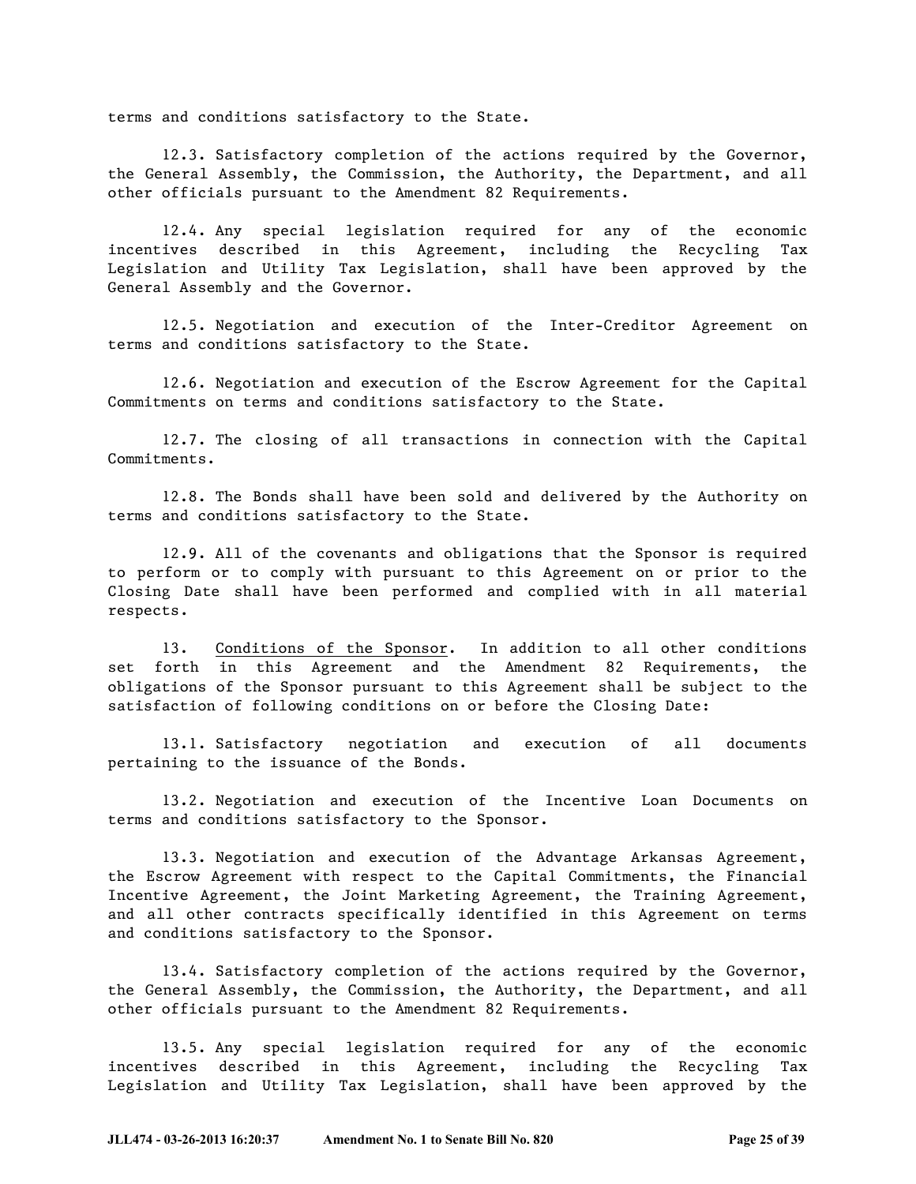terms and conditions satisfactory to the State.

12.3. Satisfactory completion of the actions required by the Governor, the General Assembly, the Commission, the Authority, the Department, and all other officials pursuant to the Amendment 82 Requirements.

12.4. Any special legislation required for any of the economic incentives described in this Agreement, including the Recycling Tax Legislation and Utility Tax Legislation, shall have been approved by the General Assembly and the Governor.

12.5. Negotiation and execution of the Inter-Creditor Agreement on terms and conditions satisfactory to the State.

12.6. Negotiation and execution of the Escrow Agreement for the Capital Commitments on terms and conditions satisfactory to the State.

12.7. The closing of all transactions in connection with the Capital Commitments.

12.8. The Bonds shall have been sold and delivered by the Authority on terms and conditions satisfactory to the State.

12.9. All of the covenants and obligations that the Sponsor is required to perform or to comply with pursuant to this Agreement on or prior to the Closing Date shall have been performed and complied with in all material respects.

13. Conditions of the Sponsor. In addition to all other conditions set forth in this Agreement and the Amendment 82 Requirements, the obligations of the Sponsor pursuant to this Agreement shall be subject to the satisfaction of following conditions on or before the Closing Date:

13.1. Satisfactory negotiation and execution of all documents pertaining to the issuance of the Bonds.

13.2. Negotiation and execution of the Incentive Loan Documents on terms and conditions satisfactory to the Sponsor.

13.3. Negotiation and execution of the Advantage Arkansas Agreement, the Escrow Agreement with respect to the Capital Commitments, the Financial Incentive Agreement, the Joint Marketing Agreement, the Training Agreement, and all other contracts specifically identified in this Agreement on terms and conditions satisfactory to the Sponsor.

13.4. Satisfactory completion of the actions required by the Governor, the General Assembly, the Commission, the Authority, the Department, and all other officials pursuant to the Amendment 82 Requirements.

13.5. Any special legislation required for any of the economic incentives described in this Agreement, including the Recycling Tax Legislation and Utility Tax Legislation, shall have been approved by the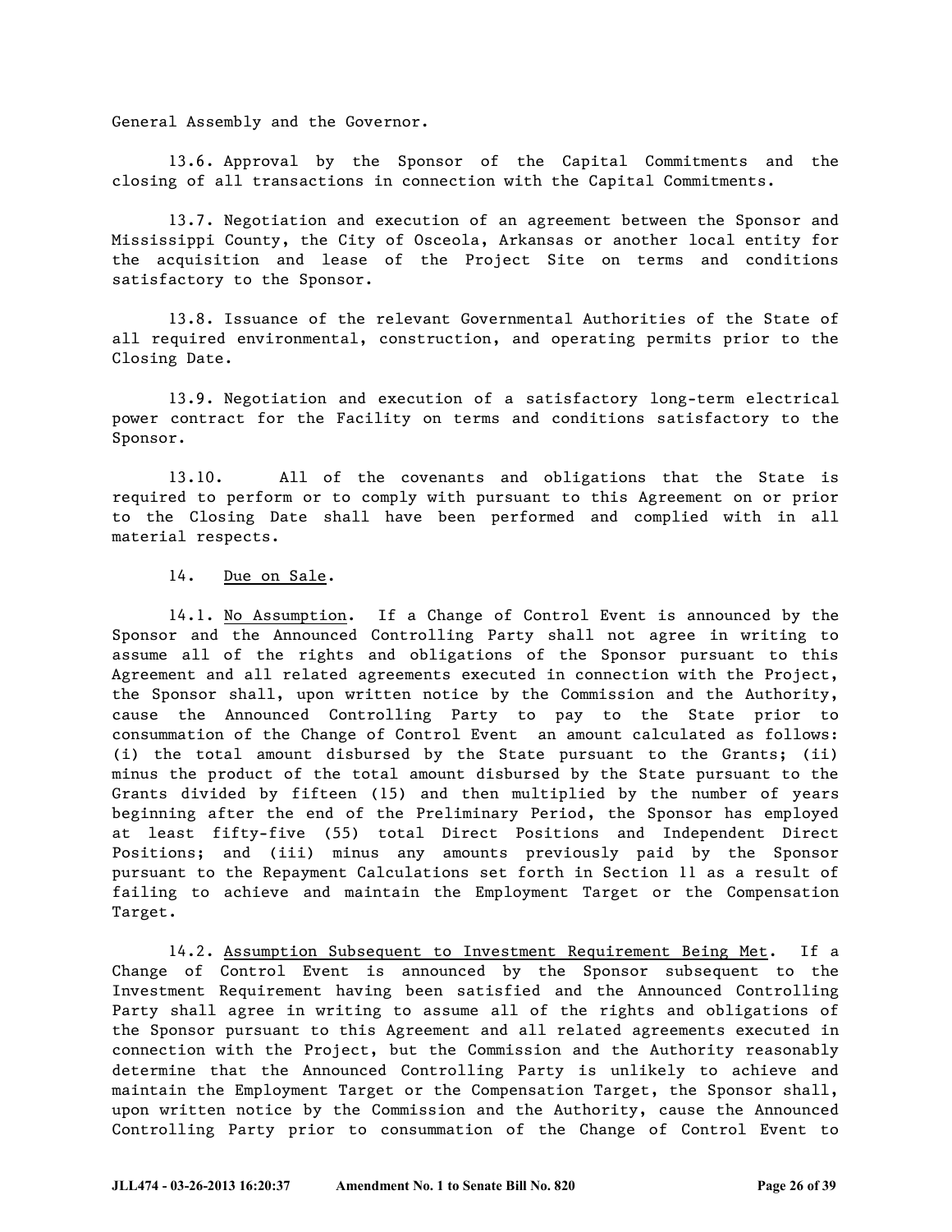General Assembly and the Governor.

13.6. Approval by the Sponsor of the Capital Commitments and the closing of all transactions in connection with the Capital Commitments.

13.7. Negotiation and execution of an agreement between the Sponsor and Mississippi County, the City of Osceola, Arkansas or another local entity for the acquisition and lease of the Project Site on terms and conditions satisfactory to the Sponsor.

13.8. Issuance of the relevant Governmental Authorities of the State of all required environmental, construction, and operating permits prior to the Closing Date.

13.9. Negotiation and execution of a satisfactory long-term electrical power contract for the Facility on terms and conditions satisfactory to the Sponsor.

13.10. All of the covenants and obligations that the State is required to perform or to comply with pursuant to this Agreement on or prior to the Closing Date shall have been performed and complied with in all material respects.

14. Due on Sale.

14.1. No Assumption. If a Change of Control Event is announced by the Sponsor and the Announced Controlling Party shall not agree in writing to assume all of the rights and obligations of the Sponsor pursuant to this Agreement and all related agreements executed in connection with the Project, the Sponsor shall, upon written notice by the Commission and the Authority, cause the Announced Controlling Party to pay to the State prior to consummation of the Change of Control Event an amount calculated as follows: (i) the total amount disbursed by the State pursuant to the Grants; (ii) minus the product of the total amount disbursed by the State pursuant to the Grants divided by fifteen (15) and then multiplied by the number of years beginning after the end of the Preliminary Period, the Sponsor has employed at least fifty-five (55) total Direct Positions and Independent Direct Positions; and (iii) minus any amounts previously paid by the Sponsor pursuant to the Repayment Calculations set forth in Section 11 as a result of failing to achieve and maintain the Employment Target or the Compensation Target.

14.2. Assumption Subsequent to Investment Requirement Being Met. If a Change of Control Event is announced by the Sponsor subsequent to the Investment Requirement having been satisfied and the Announced Controlling Party shall agree in writing to assume all of the rights and obligations of the Sponsor pursuant to this Agreement and all related agreements executed in connection with the Project, but the Commission and the Authority reasonably determine that the Announced Controlling Party is unlikely to achieve and maintain the Employment Target or the Compensation Target, the Sponsor shall, upon written notice by the Commission and the Authority, cause the Announced Controlling Party prior to consummation of the Change of Control Event to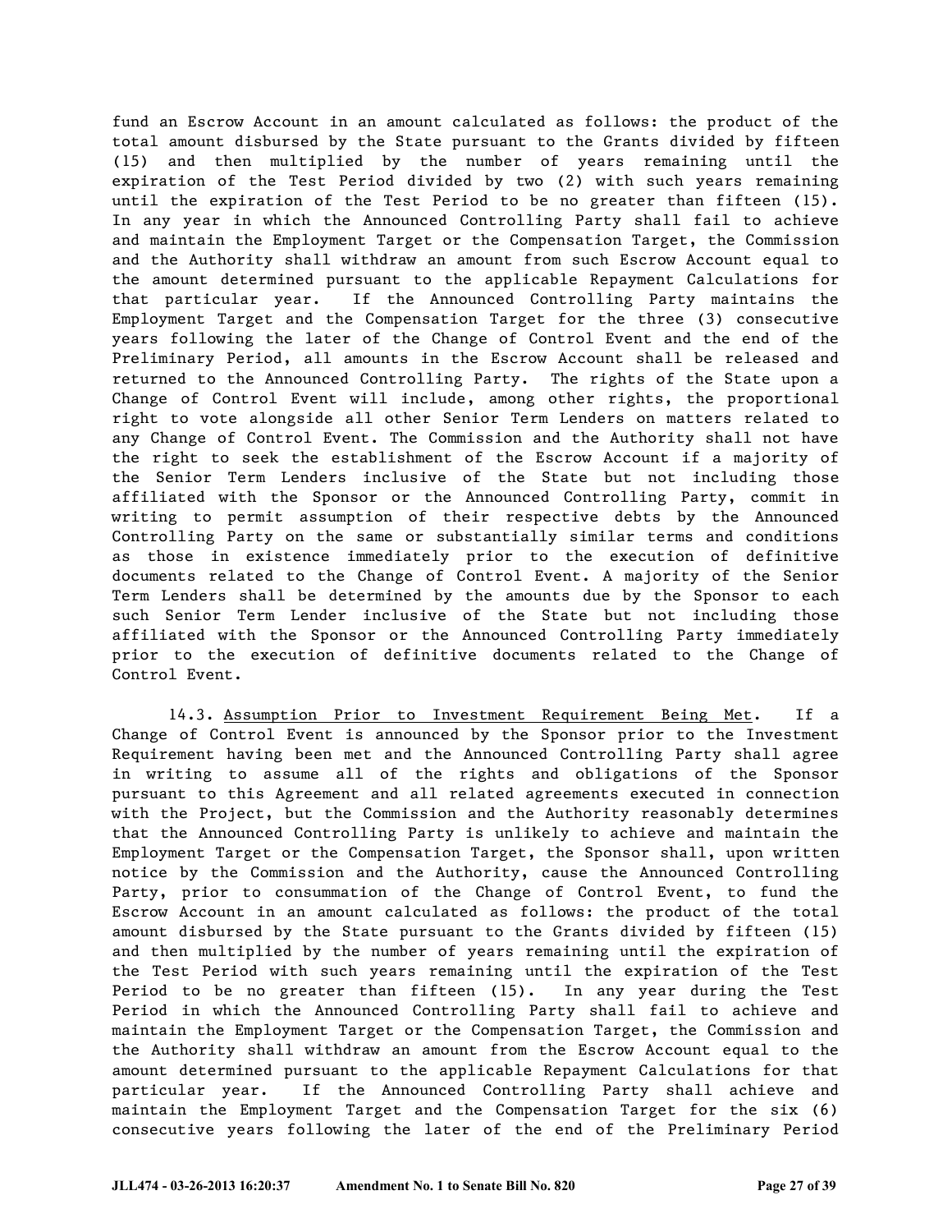fund an Escrow Account in an amount calculated as follows: the product of the total amount disbursed by the State pursuant to the Grants divided by fifteen (15) and then multiplied by the number of years remaining until the expiration of the Test Period divided by two (2) with such years remaining until the expiration of the Test Period to be no greater than fifteen (15). In any year in which the Announced Controlling Party shall fail to achieve and maintain the Employment Target or the Compensation Target, the Commission and the Authority shall withdraw an amount from such Escrow Account equal to the amount determined pursuant to the applicable Repayment Calculations for that particular year. If the Announced Controlling Party maintains the Employment Target and the Compensation Target for the three (3) consecutive years following the later of the Change of Control Event and the end of the Preliminary Period, all amounts in the Escrow Account shall be released and returned to the Announced Controlling Party. The rights of the State upon a Change of Control Event will include, among other rights, the proportional right to vote alongside all other Senior Term Lenders on matters related to any Change of Control Event. The Commission and the Authority shall not have the right to seek the establishment of the Escrow Account if a majority of the Senior Term Lenders inclusive of the State but not including those affiliated with the Sponsor or the Announced Controlling Party, commit in writing to permit assumption of their respective debts by the Announced Controlling Party on the same or substantially similar terms and conditions as those in existence immediately prior to the execution of definitive documents related to the Change of Control Event. A majority of the Senior Term Lenders shall be determined by the amounts due by the Sponsor to each such Senior Term Lender inclusive of the State but not including those affiliated with the Sponsor or the Announced Controlling Party immediately prior to the execution of definitive documents related to the Change of Control Event.

14.3. Assumption Prior to Investment Requirement Being Met. If a Change of Control Event is announced by the Sponsor prior to the Investment Requirement having been met and the Announced Controlling Party shall agree in writing to assume all of the rights and obligations of the Sponsor pursuant to this Agreement and all related agreements executed in connection with the Project, but the Commission and the Authority reasonably determines that the Announced Controlling Party is unlikely to achieve and maintain the Employment Target or the Compensation Target, the Sponsor shall, upon written notice by the Commission and the Authority, cause the Announced Controlling Party, prior to consummation of the Change of Control Event, to fund the Escrow Account in an amount calculated as follows: the product of the total amount disbursed by the State pursuant to the Grants divided by fifteen (15) and then multiplied by the number of years remaining until the expiration of the Test Period with such years remaining until the expiration of the Test Period to be no greater than fifteen (15). In any year during the Test Period in which the Announced Controlling Party shall fail to achieve and maintain the Employment Target or the Compensation Target, the Commission and the Authority shall withdraw an amount from the Escrow Account equal to the amount determined pursuant to the applicable Repayment Calculations for that particular year. If the Announced Controlling Party shall achieve and maintain the Employment Target and the Compensation Target for the six (6) consecutive years following the later of the end of the Preliminary Period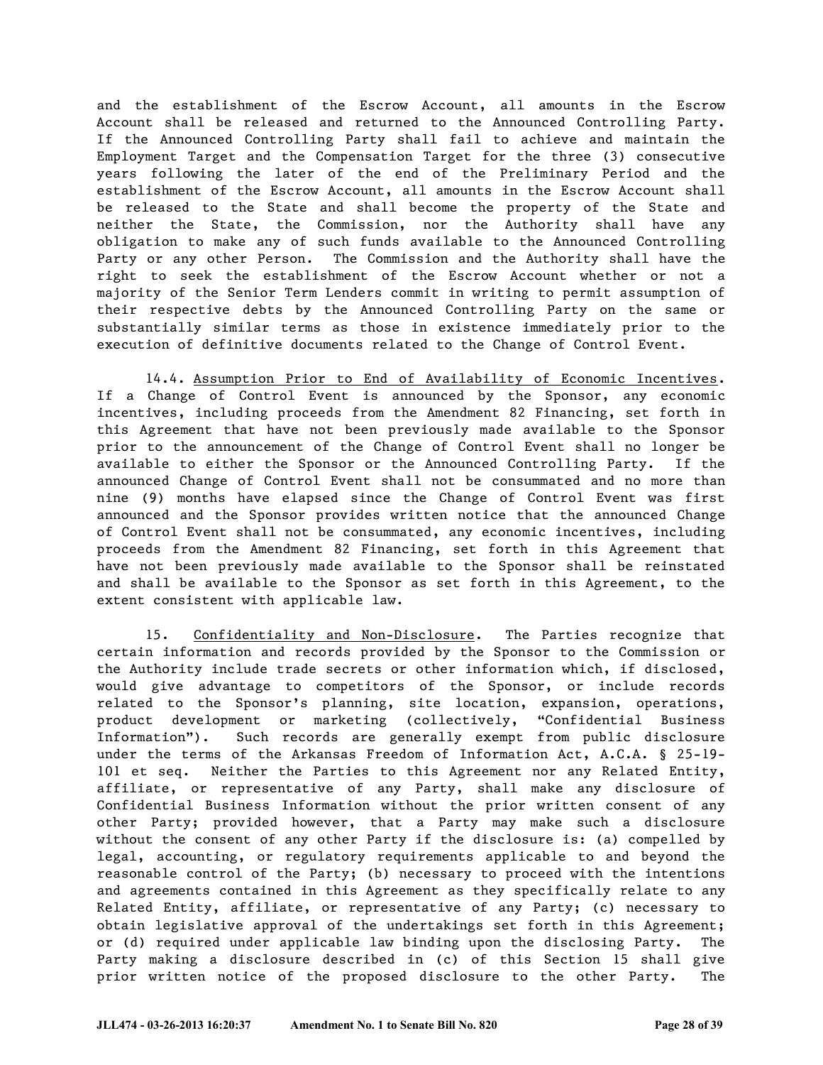and the establishment of the Escrow Account, all amounts in the Escrow Account shall be released and returned to the Announced Controlling Party. If the Announced Controlling Party shall fail to achieve and maintain the Employment Target and the Compensation Target for the three (3) consecutive years following the later of the end of the Preliminary Period and the establishment of the Escrow Account, all amounts in the Escrow Account shall be released to the State and shall become the property of the State and neither the State, the Commission, nor the Authority shall have any obligation to make any of such funds available to the Announced Controlling Party or any other Person. The Commission and the Authority shall have the right to seek the establishment of the Escrow Account whether or not a majority of the Senior Term Lenders commit in writing to permit assumption of their respective debts by the Announced Controlling Party on the same or substantially similar terms as those in existence immediately prior to the execution of definitive documents related to the Change of Control Event.

14.4. Assumption Prior to End of Availability of Economic Incentives. If a Change of Control Event is announced by the Sponsor, any economic incentives, including proceeds from the Amendment 82 Financing, set forth in this Agreement that have not been previously made available to the Sponsor prior to the announcement of the Change of Control Event shall no longer be available to either the Sponsor or the Announced Controlling Party. If the announced Change of Control Event shall not be consummated and no more than nine (9) months have elapsed since the Change of Control Event was first announced and the Sponsor provides written notice that the announced Change of Control Event shall not be consummated, any economic incentives, including proceeds from the Amendment 82 Financing, set forth in this Agreement that have not been previously made available to the Sponsor shall be reinstated and shall be available to the Sponsor as set forth in this Agreement, to the extent consistent with applicable law.

15. Confidentiality and Non-Disclosure. The Parties recognize that certain information and records provided by the Sponsor to the Commission or the Authority include trade secrets or other information which, if disclosed, would give advantage to competitors of the Sponsor, or include records related to the Sponsor's planning, site location, expansion, operations, product development or marketing (collectively, "Confidential Business Information"). Such records are generally exempt from public disclosure under the terms of the Arkansas Freedom of Information Act, A.C.A. § 25-19-101 et seq. Neither the Parties to this Agreement nor any Related Entity, affiliate, or representative of any Party, shall make any disclosure of Confidential Business Information without the prior written consent of any other Party; provided however, that a Party may make such a disclosure without the consent of any other Party if the disclosure is: (a) compelled by legal, accounting, or regulatory requirements applicable to and beyond the reasonable control of the Party; (b) necessary to proceed with the intentions and agreements contained in this Agreement as they specifically relate to any Related Entity, affiliate, or representative of any Party; (c) necessary to obtain legislative approval of the undertakings set forth in this Agreement; or (d) required under applicable law binding upon the disclosing Party. The Party making a disclosure described in (c) of this Section 15 shall give prior written notice of the proposed disclosure to the other Party. The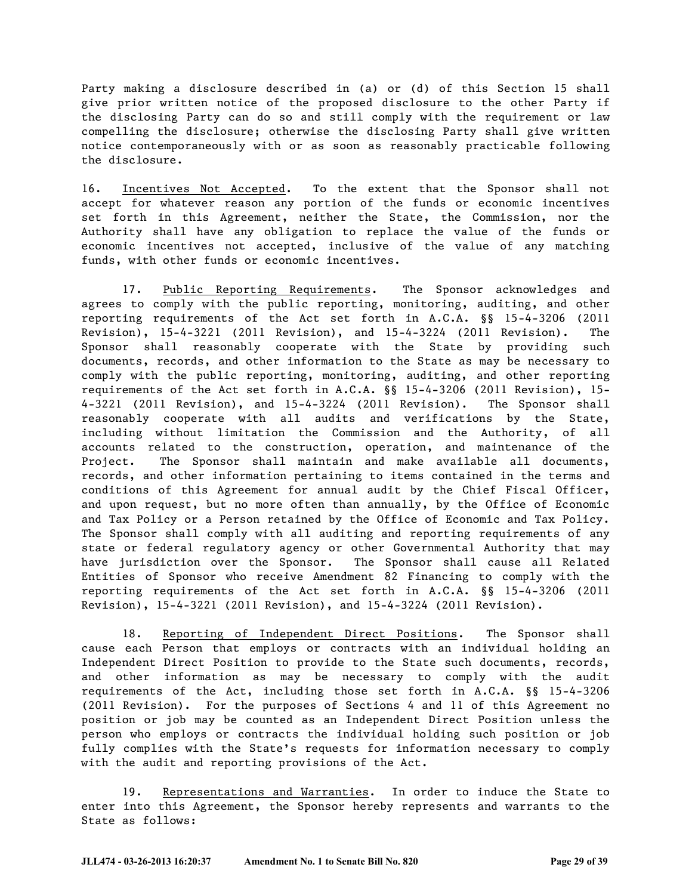Party making a disclosure described in (a) or (d) of this Section 15 shall give prior written notice of the proposed disclosure to the other Party if the disclosing Party can do so and still comply with the requirement or law compelling the disclosure; otherwise the disclosing Party shall give written notice contemporaneously with or as soon as reasonably practicable following the disclosure.

16. Incentives Not Accepted. To the extent that the Sponsor shall not accept for whatever reason any portion of the funds or economic incentives set forth in this Agreement, neither the State, the Commission, nor the Authority shall have any obligation to replace the value of the funds or economic incentives not accepted, inclusive of the value of any matching funds, with other funds or economic incentives.

17. Public Reporting Requirements. The Sponsor acknowledges and agrees to comply with the public reporting, monitoring, auditing, and other reporting requirements of the Act set forth in A.C.A. §§ 15-4-3206 (2011 Revision), 15-4-3221 (2011 Revision), and 15-4-3224 (2011 Revision). The Sponsor shall reasonably cooperate with the State by providing such documents, records, and other information to the State as may be necessary to comply with the public reporting, monitoring, auditing, and other reporting requirements of the Act set forth in A.C.A. §§ 15-4-3206 (2011 Revision), 15-4-3221 (2011 Revision), and 15-4-3224 (2011 Revision). The Sponsor shall reasonably cooperate with all audits and verifications by the State, including without limitation the Commission and the Authority, of all accounts related to the construction, operation, and maintenance of the Project. The Sponsor shall maintain and make available all documents, records, and other information pertaining to items contained in the terms and conditions of this Agreement for annual audit by the Chief Fiscal Officer, and upon request, but no more often than annually, by the Office of Economic and Tax Policy or a Person retained by the Office of Economic and Tax Policy. The Sponsor shall comply with all auditing and reporting requirements of any state or federal regulatory agency or other Governmental Authority that may have jurisdiction over the Sponsor. The Sponsor shall cause all Related Entities of Sponsor who receive Amendment 82 Financing to comply with the reporting requirements of the Act set forth in A.C.A. §§ 15-4-3206 (2011 Revision), 15-4-3221 (2011 Revision), and 15-4-3224 (2011 Revision).

18. Reporting of Independent Direct Positions. The Sponsor shall cause each Person that employs or contracts with an individual holding an Independent Direct Position to provide to the State such documents, records, and other information as may be necessary to comply with the audit requirements of the Act, including those set forth in A.C.A. §§ 15-4-3206 (2011 Revision). For the purposes of Sections 4 and 11 of this Agreement no position or job may be counted as an Independent Direct Position unless the person who employs or contracts the individual holding such position or job fully complies with the State's requests for information necessary to comply with the audit and reporting provisions of the Act.

19. Representations and Warranties. In order to induce the State to enter into this Agreement, the Sponsor hereby represents and warrants to the State as follows: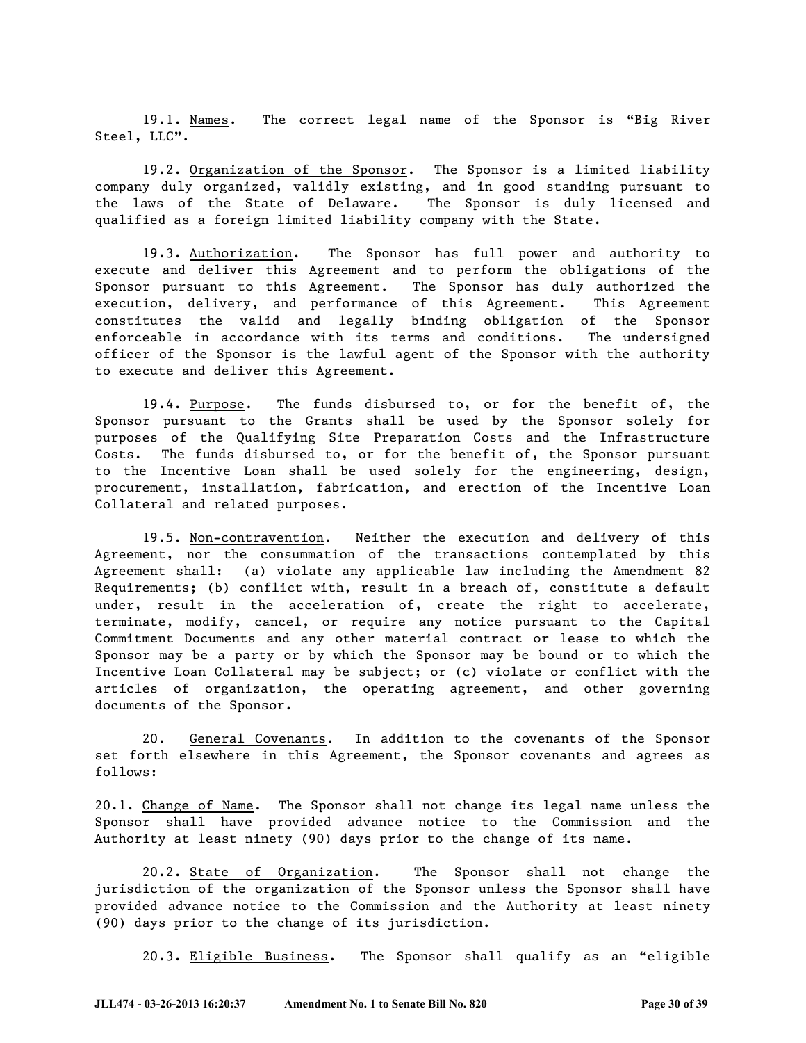19.1. Names. The correct legal name of the Sponsor is "Big River Steel, LLC".

19.2. Organization of the Sponsor. The Sponsor is a limited liability company duly organized, validly existing, and in good standing pursuant to the laws of the State of Delaware. The Sponsor is duly licensed and qualified as a foreign limited liability company with the State.

19.3. Authorization. The Sponsor has full power and authority to execute and deliver this Agreement and to perform the obligations of the Sponsor pursuant to this Agreement. The Sponsor has duly authorized the execution, delivery, and performance of this Agreement. This Agreement constitutes the valid and legally binding obligation of the Sponsor enforceable in accordance with its terms and conditions. The undersigned officer of the Sponsor is the lawful agent of the Sponsor with the authority to execute and deliver this Agreement.

19.4. Purpose. The funds disbursed to, or for the benefit of, the Sponsor pursuant to the Grants shall be used by the Sponsor solely for purposes of the Qualifying Site Preparation Costs and the Infrastructure Costs. The funds disbursed to, or for the benefit of, the Sponsor pursuant to the Incentive Loan shall be used solely for the engineering, design, procurement, installation, fabrication, and erection of the Incentive Loan Collateral and related purposes.

19.5. Non-contravention. Neither the execution and delivery of this Agreement, nor the consummation of the transactions contemplated by this Agreement shall: (a) violate any applicable law including the Amendment 82 Requirements; (b) conflict with, result in a breach of, constitute a default under, result in the acceleration of, create the right to accelerate, terminate, modify, cancel, or require any notice pursuant to the Capital Commitment Documents and any other material contract or lease to which the Sponsor may be a party or by which the Sponsor may be bound or to which the Incentive Loan Collateral may be subject; or (c) violate or conflict with the articles of organization, the operating agreement, and other governing documents of the Sponsor.

20. General Covenants. In addition to the covenants of the Sponsor set forth elsewhere in this Agreement, the Sponsor covenants and agrees as follows:

20.1. Change of Name. The Sponsor shall not change its legal name unless the Sponsor shall have provided advance notice to the Commission and the Authority at least ninety (90) days prior to the change of its name.

20.2. State of Organization. The Sponsor shall not change the jurisdiction of the organization of the Sponsor unless the Sponsor shall have provided advance notice to the Commission and the Authority at least ninety (90) days prior to the change of its jurisdiction.

20.3. Eligible Business. The Sponsor shall qualify as an "eligible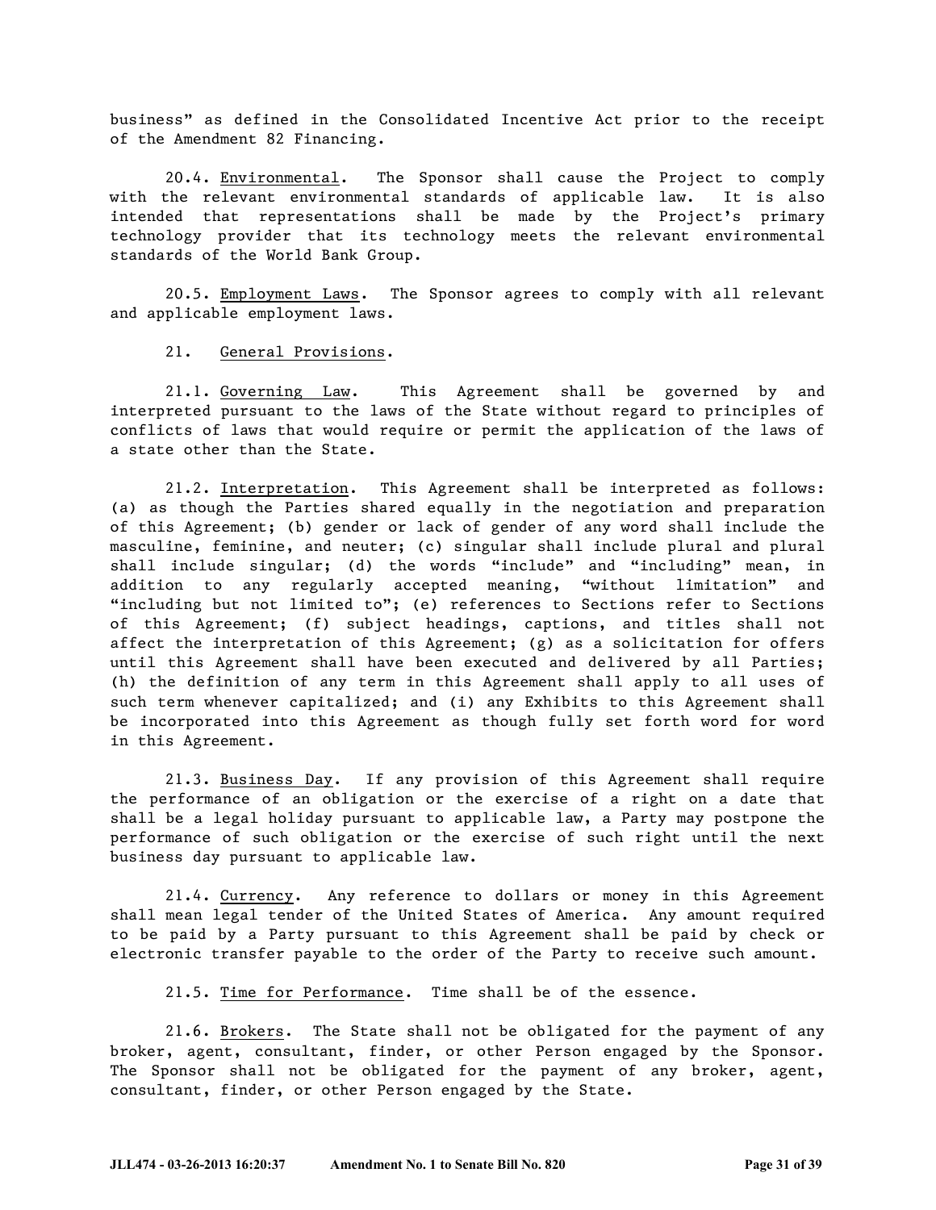business" as defined in the Consolidated Incentive Act prior to the receipt of the Amendment 82 Financing.

20.4. Environmental. The Sponsor shall cause the Project to comply with the relevant environmental standards of applicable law. It is also intended that representations shall be made by the Project's primary technology provider that its technology meets the relevant environmental standards of the World Bank Group.

20.5. Employment Laws. The Sponsor agrees to comply with all relevant and applicable employment laws.

21. General Provisions.

21.1. Governing Law. This Agreement shall be governed by and interpreted pursuant to the laws of the State without regard to principles of conflicts of laws that would require or permit the application of the laws of a state other than the State.

21.2. Interpretation. This Agreement shall be interpreted as follows: (a) as though the Parties shared equally in the negotiation and preparation of this Agreement; (b) gender or lack of gender of any word shall include the masculine, feminine, and neuter; (c) singular shall include plural and plural shall include singular; (d) the words "include" and "including" mean, in addition to any regularly accepted meaning, "without limitation" and "including but not limited to"; (e) references to Sections refer to Sections of this Agreement; (f) subject headings, captions, and titles shall not affect the interpretation of this Agreement; (g) as a solicitation for offers until this Agreement shall have been executed and delivered by all Parties; (h) the definition of any term in this Agreement shall apply to all uses of such term whenever capitalized; and (i) any Exhibits to this Agreement shall be incorporated into this Agreement as though fully set forth word for word in this Agreement.

21.3. Business Day. If any provision of this Agreement shall require the performance of an obligation or the exercise of a right on a date that shall be a legal holiday pursuant to applicable law, a Party may postpone the performance of such obligation or the exercise of such right until the next business day pursuant to applicable law.

21.4. Currency. Any reference to dollars or money in this Agreement shall mean legal tender of the United States of America. Any amount required to be paid by a Party pursuant to this Agreement shall be paid by check or electronic transfer payable to the order of the Party to receive such amount.

21.5. Time for Performance. Time shall be of the essence.

21.6. Brokers. The State shall not be obligated for the payment of any broker, agent, consultant, finder, or other Person engaged by the Sponsor. The Sponsor shall not be obligated for the payment of any broker, agent, consultant, finder, or other Person engaged by the State.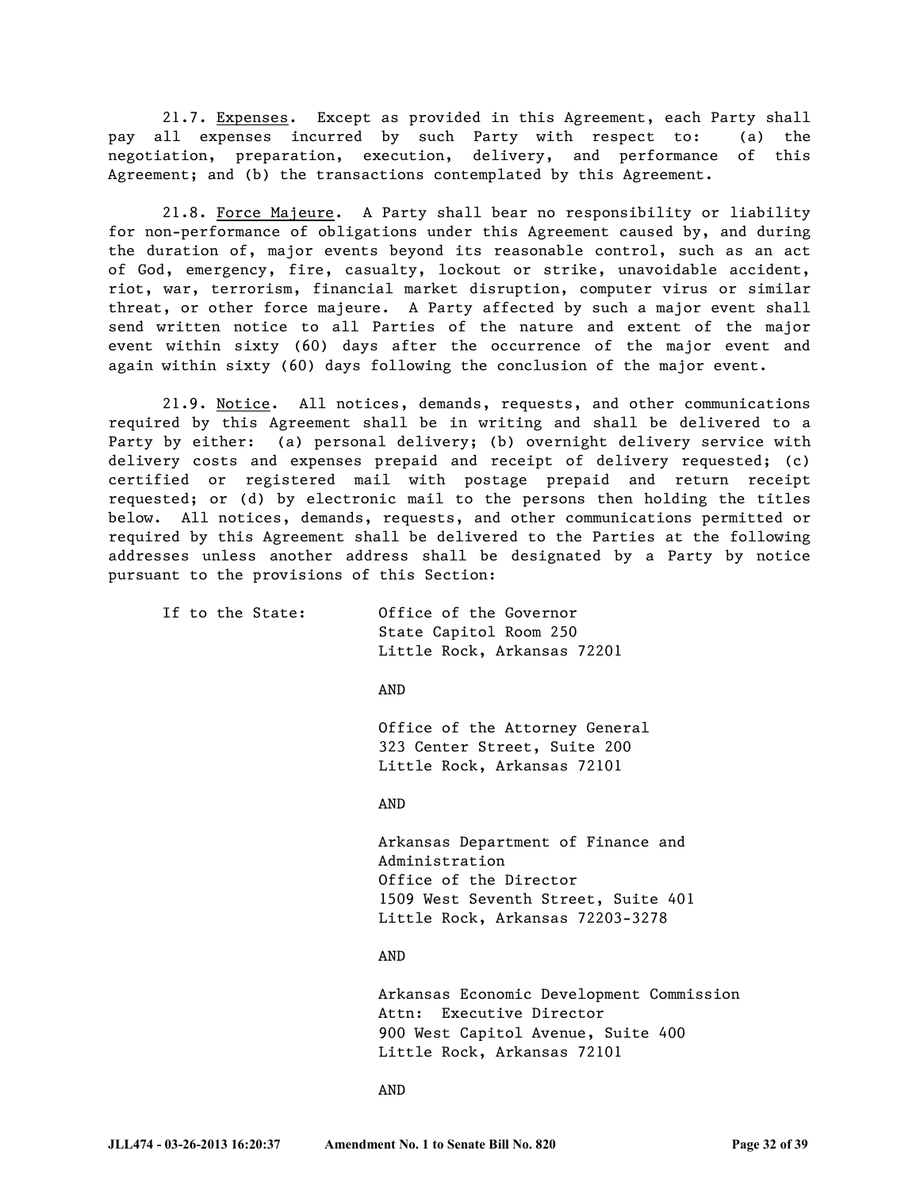21.7. <u>Expenses</u>. Except as provided in this Agreement, each Party shall pay all expenses incurred by such Party with respect to: (a) the negotiation, preparation, execution, delivery, and performance of this Agreement; and (b) the transactions contemplated by this Agreement.

21.8. <u>Force Majeure</u>. A Party shall bear no responsibility or liability for non-performance of obligations under this Agreement caused by, and during the duration of, major events beyond its reasonable control, such as an act of God, emergency, fire, casualty, lockout or strike, unavoidable accident, riot, war, terrorism, financial market disruption, computer virus or similar threat, or other force majeure. A Party affected by such a major event shall send written notice to all Parties of the nature and extent of the major event within sixty (60) days after the occurrence of the major event and again within sixty (60) days following the conclusion of the major event.

21.9. <u>Notice</u>. All notices, demands, requests, and other communications required by this Agreement shall be in writing and shall be delivered to a Party by either: (a) personal delivery; (b) overnight delivery service with delivery costs and expenses prepaid and receipt of delivery requested; (c) certified or registered mail with postage prepaid and return receipt requested; or (d) by electronic mail to the persons then holding the titles below. All notices, demands, requests, and other communications permitted or required by this Agreement shall be delivered to the Parties at the following addresses unless another address shall be designated by a Party by notice pursuant to the provisions of this Section:

If to the State:

Office of the Governor
State Capitol Room 250
Little Rock, Arkansas 72201

AND

Office of the Attorney General
323 Center Street, Suite 200
Little Rock, Arkansas 72101

AND

Arkansas Department of Finance and Administration
Office of the Director
1509 West Seventh Street, Suite 401
Little Rock, Arkansas 72203-3278

AND

Arkansas Economic Development Commission
Attn: Executive Director
900 West Capitol Avenue, Suite 400
Little Rock, Arkansas 72101

AND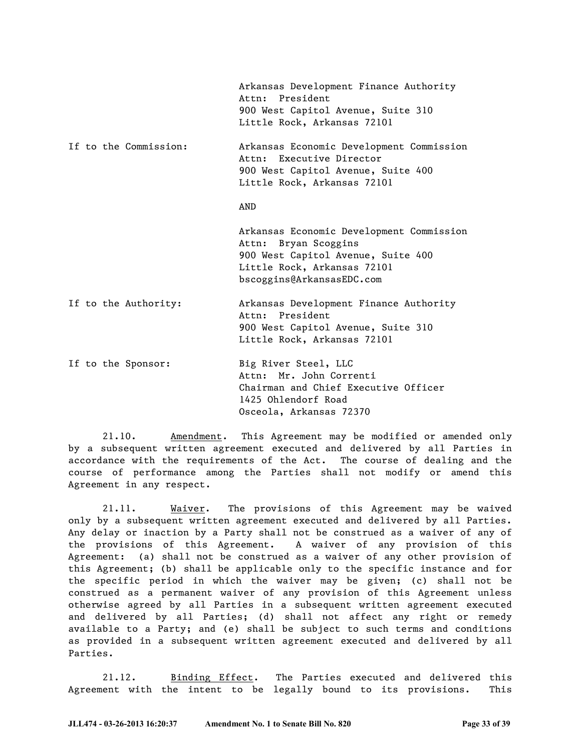Arkansas Development Finance Authority
Attn: President
900 West Capitol Avenue, Suite 310
Little Rock, Arkansas 72101

If to the Commission: Arkansas Economic Development Commission
Attn: Executive Director
900 West Capitol Avenue, Suite 400
Little Rock, Arkansas 72101

AND

Arkansas Economic Development Commission
Attn: Bryan Scoggins
900 West Capitol Avenue, Suite 400
Little Rock, Arkansas 72101
bscoggins@ArkansasEDC.com

If to the Authority: Arkansas Development Finance Authority
Attn: President
900 West Capitol Avenue, Suite 310
Little Rock, Arkansas 72101

If to the Sponsor: Big River Steel, LLC
Attn: Mr. John Correnti
Chairman and Chief Executive Officer
1425 Ohlendorf Road
Osceola, Arkansas 72370

21.10. Amendment. This Agreement may be modified or amended only by a subsequent written agreement executed and delivered by all Parties in accordance with the requirements of the Act. The course of dealing and the course of performance among the Parties shall not modify or amend this Agreement in any respect.

21.11. Waiver. The provisions of this Agreement may be waived only by a subsequent written agreement executed and delivered by all Parties. Any delay or inaction by a Party shall not be construed as a waiver of any of the provisions of this Agreement. A waiver of any provision of this Agreement: (a) shall not be construed as a waiver of any other provision of this Agreement; (b) shall be applicable only to the specific instance and for the specific period in which the waiver may be given; (c) shall not be construed as a permanent waiver of any provision of this Agreement unless otherwise agreed by all Parties in a subsequent written agreement executed and delivered by all Parties; (d) shall not affect any right or remedy available to a Party; and (e) shall be subject to such terms and conditions as provided in a subsequent written agreement executed and delivered by all Parties.

21.12. Binding Effect. The Parties executed and delivered this Agreement with the intent to be legally bound to its provisions. This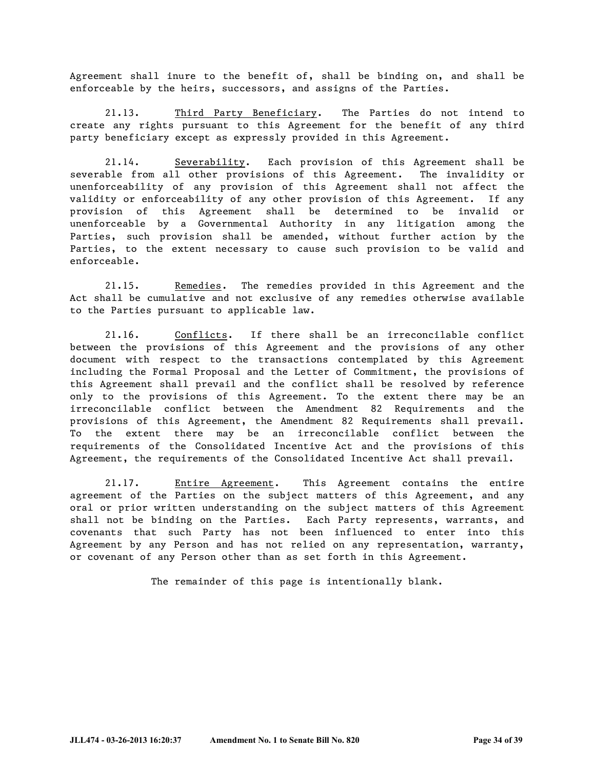Agreement shall inure to the benefit of, shall be binding on, and shall be enforceable by the heirs, successors, and assigns of the Parties.

21.13. Third Party Beneficiary. The Parties do not intend to create any rights pursuant to this Agreement for the benefit of any third party beneficiary except as expressly provided in this Agreement.

21.14. Severability. Each provision of this Agreement shall be severable from all other provisions of this Agreement. The invalidity or unenforceability of any provision of this Agreement shall not affect the validity or enforceability of any other provision of this Agreement. If any provision of this Agreement shall be determined to be invalid or unenforceable by a Governmental Authority in any litigation among the Parties, such provision shall be amended, without further action by the Parties, to the extent necessary to cause such provision to be valid and enforceable.

21.15. Remedies. The remedies provided in this Agreement and the Act shall be cumulative and not exclusive of any remedies otherwise available to the Parties pursuant to applicable law.

21.16. Conflicts. If there shall be an irreconcilable conflict between the provisions of this Agreement and the provisions of any other document with respect to the transactions contemplated by this Agreement including the Formal Proposal and the Letter of Commitment, the provisions of this Agreement shall prevail and the conflict shall be resolved by reference only to the provisions of this Agreement. To the extent there may be an irreconcilable conflict between the Amendment 82 Requirements and the provisions of this Agreement, the Amendment 82 Requirements shall prevail. To the extent there may be an irreconcilable conflict between the requirements of the Consolidated Incentive Act and the provisions of this Agreement, the requirements of the Consolidated Incentive Act shall prevail.

21.17. Entire Agreement. This Agreement contains the entire agreement of the Parties on the subject matters of this Agreement, and any oral or prior written understanding on the subject matters of this Agreement shall not be binding on the Parties. Each Party represents, warrants, and covenants that such Party has not been influenced to enter into this Agreement by any Person and has not relied on any representation, warranty, or covenant of any Person other than as set forth in this Agreement.

The remainder of this page is intentionally blank.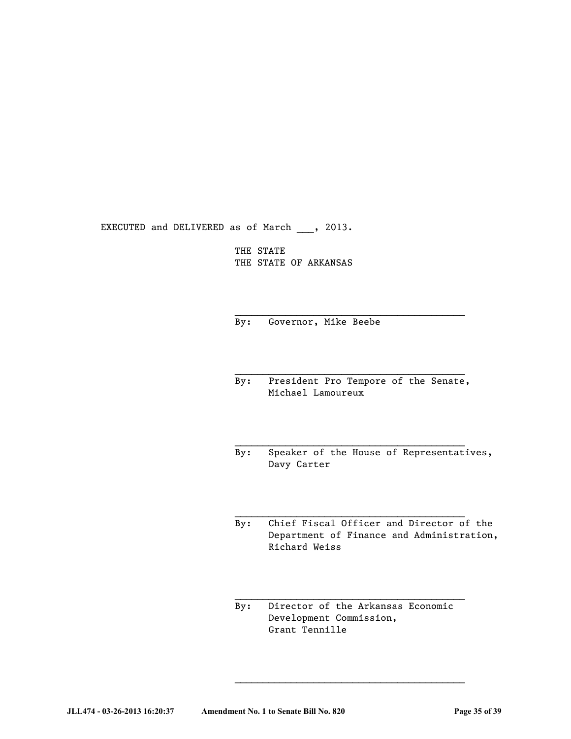EXECUTED and DELIVERED as of March ___, 2013.

THE STATE
THE STATE OF ARKANSAS

______________________________________
By: Governor, Mike Beebe

______________________________________
By: President Pro Tempore of the Senate, Michael Lamoureux

______________________________________
By: Speaker of the House of Representatives, Davy Carter

______________________________________
By: Chief Fiscal Officer and Director of the Department of Finance and Administration, Richard Weiss

______________________________________
By: Director of the Arkansas Economic Development Commission, Grant Tennille

______________________________________

JLL474 - 03-26-2013 16:20:37 Amendment No. 1 to Senate Bill No. 820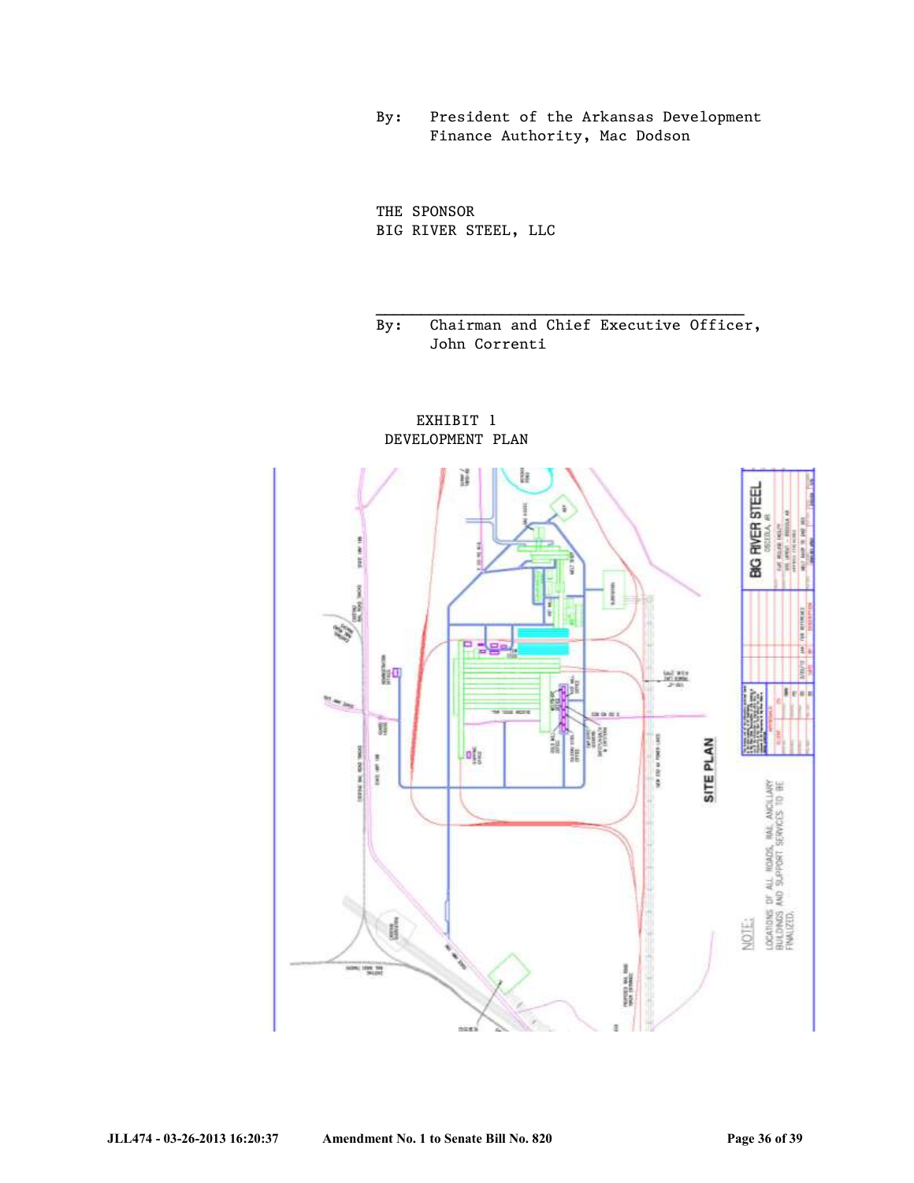By: President of the Arkansas Development Finance Authority, Mac Dodson

THE SPONSOR
BIG RIVER STEEL, LLC

\_\_\_\_\_\_\_\_\_\_\_\_\_\_\_\_\_\_\_\_\_\_\_\_\_\_\_\_\_\_\_\_\_\_\_\_\_\_\_\_

By: Chairman and Chief Executive Officer, John Correnti

EXHIBIT 1
DEVELOPMENT PLAN

SITE PLAN

BIG RIVER STEEL

NOTE:
LOCATIONS OF ALL ROADS, RAIL, ANCILLARY BUILDINGS AND SUPPORT SERVICES TO BE FINALIZED.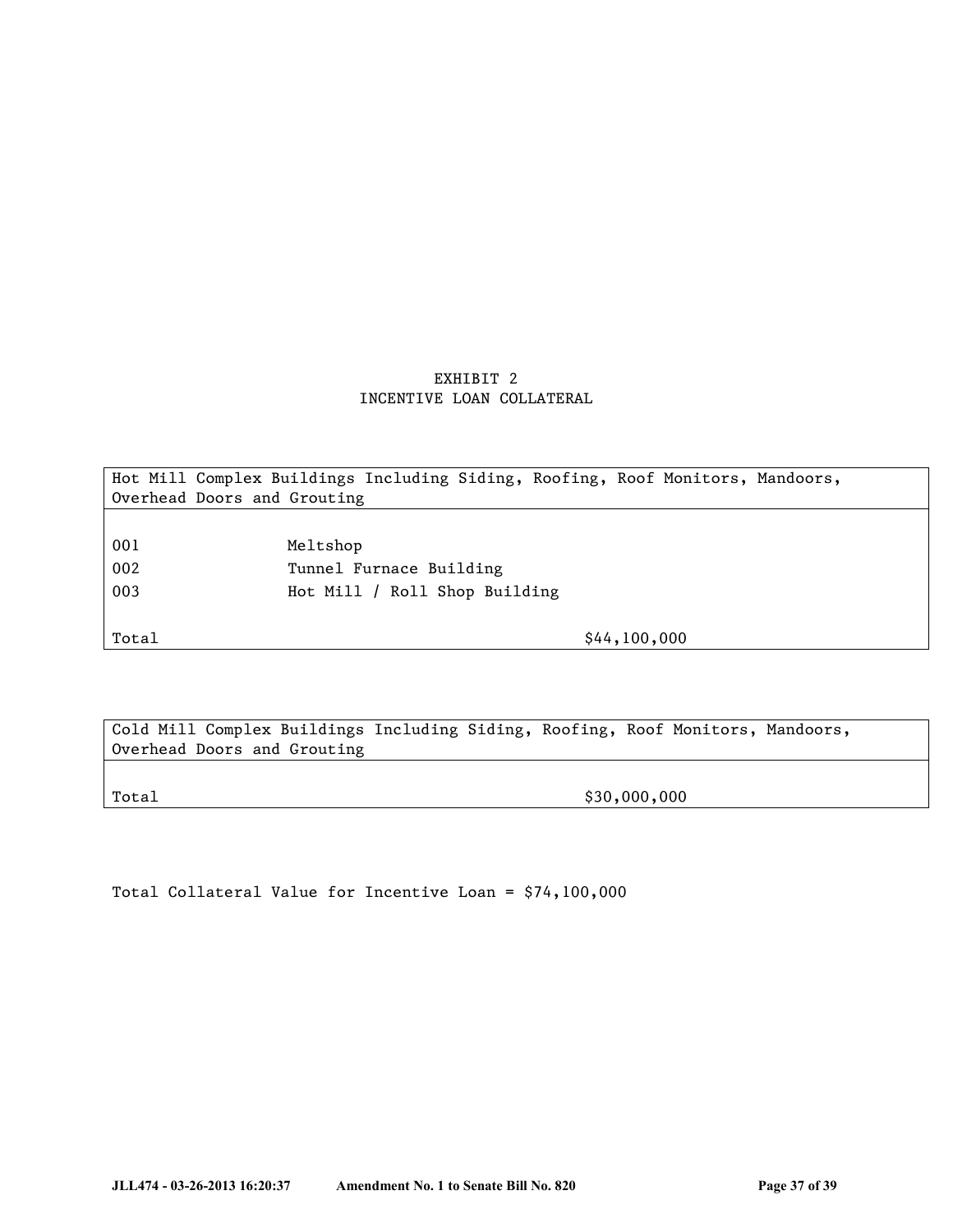# EXHIBIT 2
## INCENTIVE LOAN COLLATERAL

| Hot Mill Complex Buildings Including Siding, Roofing, Roof Monitors, Mandoors, Overhead Doors and Grouting | | |
|---|---|---|
| 001 | Meltshop | |
| 002 | Tunnel Furnace Building | |
| 003 | Hot Mill / Roll Shop Building | |
| Total | | $44,100,000 |

| Cold Mill Complex Buildings Including Siding, Roofing, Roof Monitors, Mandoors, Overhead Doors and Grouting | |
|---|---|
| Total | $30,000,000 |

Total Collateral Value for Incentive Loan = $74,100,000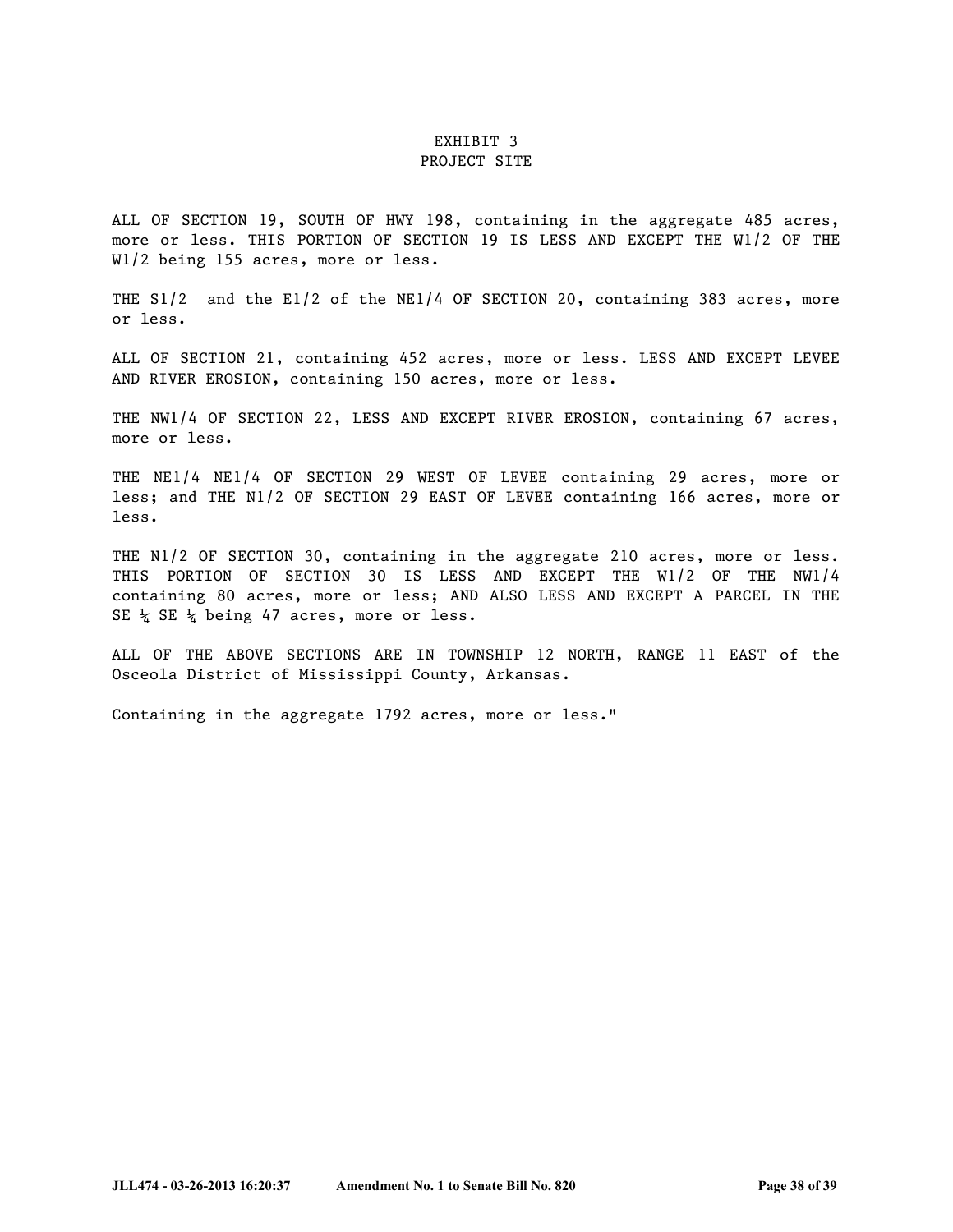EXHIBIT 3
PROJECT SITE

ALL OF SECTION 19, SOUTH OF HWY 198, containing in the aggregate 485 acres, more or less. THIS PORTION OF SECTION 19 IS LESS AND EXCEPT THE W1/2 OF THE W1/2 being 155 acres, more or less.

THE S1/2 and the E1/2 of the NE1/4 OF SECTION 20, containing 383 acres, more or less.

ALL OF SECTION 21, containing 452 acres, more or less. LESS AND EXCEPT LEVEE AND RIVER EROSION, containing 150 acres, more or less.

THE NW1/4 OF SECTION 22, LESS AND EXCEPT RIVER EROSION, containing 67 acres, more or less.

THE NE1/4 NE1/4 OF SECTION 29 WEST OF LEVEE containing 29 acres, more or less; and THE N1/2 OF SECTION 29 EAST OF LEVEE containing 166 acres, more or less.

THE N1/2 OF SECTION 30, containing in the aggregate 210 acres, more or less. THIS PORTION OF SECTION 30 IS LESS AND EXCEPT THE W1/2 OF THE NW1/4 containing 80 acres, more or less; AND ALSO LESS AND EXCEPT A PARCEL IN THE SE ¼ SE ¼ being 47 acres, more or less.

ALL OF THE ABOVE SECTIONS ARE IN TOWNSHIP 12 NORTH, RANGE 11 EAST of the Osceola District of Mississippi County, Arkansas.

Containing in the aggregate 1792 acres, more or less."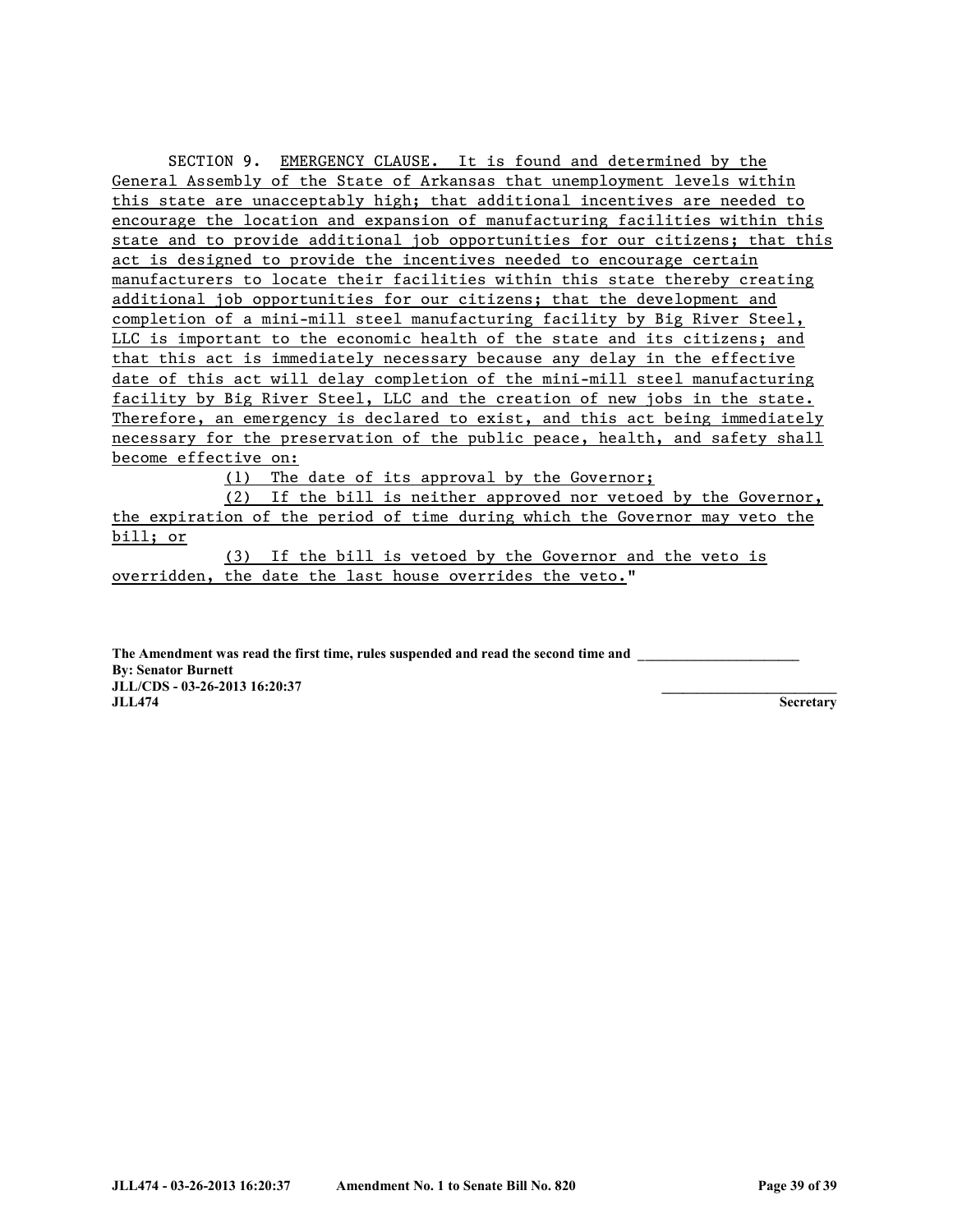SECTION 9. EMERGENCY CLAUSE. It is found and determined by the General Assembly of the State of Arkansas that unemployment levels within this state are unacceptably high; that additional incentives are needed to encourage the location and expansion of manufacturing facilities within this state and to provide additional job opportunities for our citizens; that this act is designed to provide the incentives needed to encourage certain manufacturers to locate their facilities within this state thereby creating additional job opportunities for our citizens; that the development and completion of a mini-mill steel manufacturing facility by Big River Steel, LLC is important to the economic health of the state and its citizens; and that this act is immediately necessary because any delay in the effective date of this act will delay completion of the mini-mill steel manufacturing facility by Big River Steel, LLC and the creation of new jobs in the state. Therefore, an emergency is declared to exist, and this act being immediately necessary for the preservation of the public peace, health, and safety shall become effective on:

(1) The date of its approval by the Governor;

(2) If the bill is neither approved nor vetoed by the Governor, the expiration of the period of time during which the Governor may veto the bill; or

(3) If the bill is vetoed by the Governor and the veto is overridden, the date the last house overrides the veto."

**The Amendment was read the first time, rules suspended and read the second time and \_\_\_\_\_\_\_\_\_\_\_\_\_\_\_\_\_\_\_\_\_\_**

**By: Senator Burnett**

**JLL/CDS - 03-26-2013 16:20:37**

**JLL474**

\_\_\_\_\_\_\_\_\_\_\_\_\_\_\_\_\_\_\_\_\_\_\_\_

**Secretary**